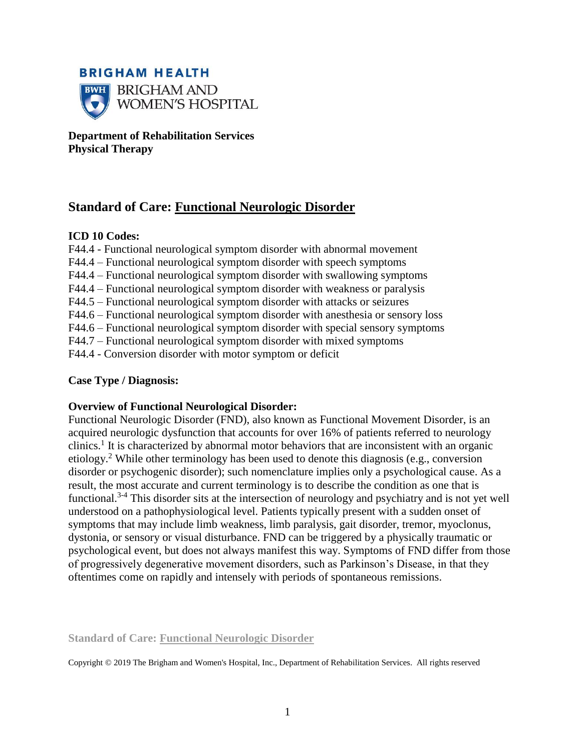**BRIGHAM HEALTH**

**BRIGHAM AND WOMEN'S HOSPITAL**

**Department of Rehabilitation Services**
**Physical Therapy**

## Standard of Care: Functional Neurologic Disorder

**ICD 10 Codes:**

F44.4 - Functional neurological symptom disorder with abnormal movement
F44.4 – Functional neurological symptom disorder with speech symptoms
F44.4 – Functional neurological symptom disorder with swallowing symptoms
F44.4 – Functional neurological symptom disorder with weakness or paralysis
F44.5 – Functional neurological symptom disorder with attacks or seizures
F44.6 – Functional neurological symptom disorder with anesthesia or sensory loss
F44.6 – Functional neurological symptom disorder with special sensory symptoms
F44.7 – Functional neurological symptom disorder with mixed symptoms
F44.4 - Conversion disorder with motor symptom or deficit

**Case Type / Diagnosis:**

**Overview of Functional Neurological Disorder:**

Functional Neurologic Disorder (FND), also known as Functional Movement Disorder, is an acquired neurologic dysfunction that accounts for over 16% of patients referred to neurology clinics.[1] It is characterized by abnormal motor behaviors that are inconsistent with an organic etiology.[2] While other terminology has been used to denote this diagnosis (e.g., conversion disorder or psychogenic disorder); such nomenclature implies only a psychological cause. As a result, the most accurate and current terminology is to describe the condition as one that is functional.[3-4] This disorder sits at the intersection of neurology and psychiatry and is not yet well understood on a pathophysiological level. Patients typically present with a sudden onset of symptoms that may include limb weakness, limb paralysis, gait disorder, tremor, myoclonus, dystonia, or sensory or visual disturbance. FND can be triggered by a physically traumatic or psychological event, but does not always manifest this way. Symptoms of FND differ from those of progressively degenerative movement disorders, such as Parkinson's Disease, in that they oftentimes come on rapidly and intensely with periods of spontaneous remissions.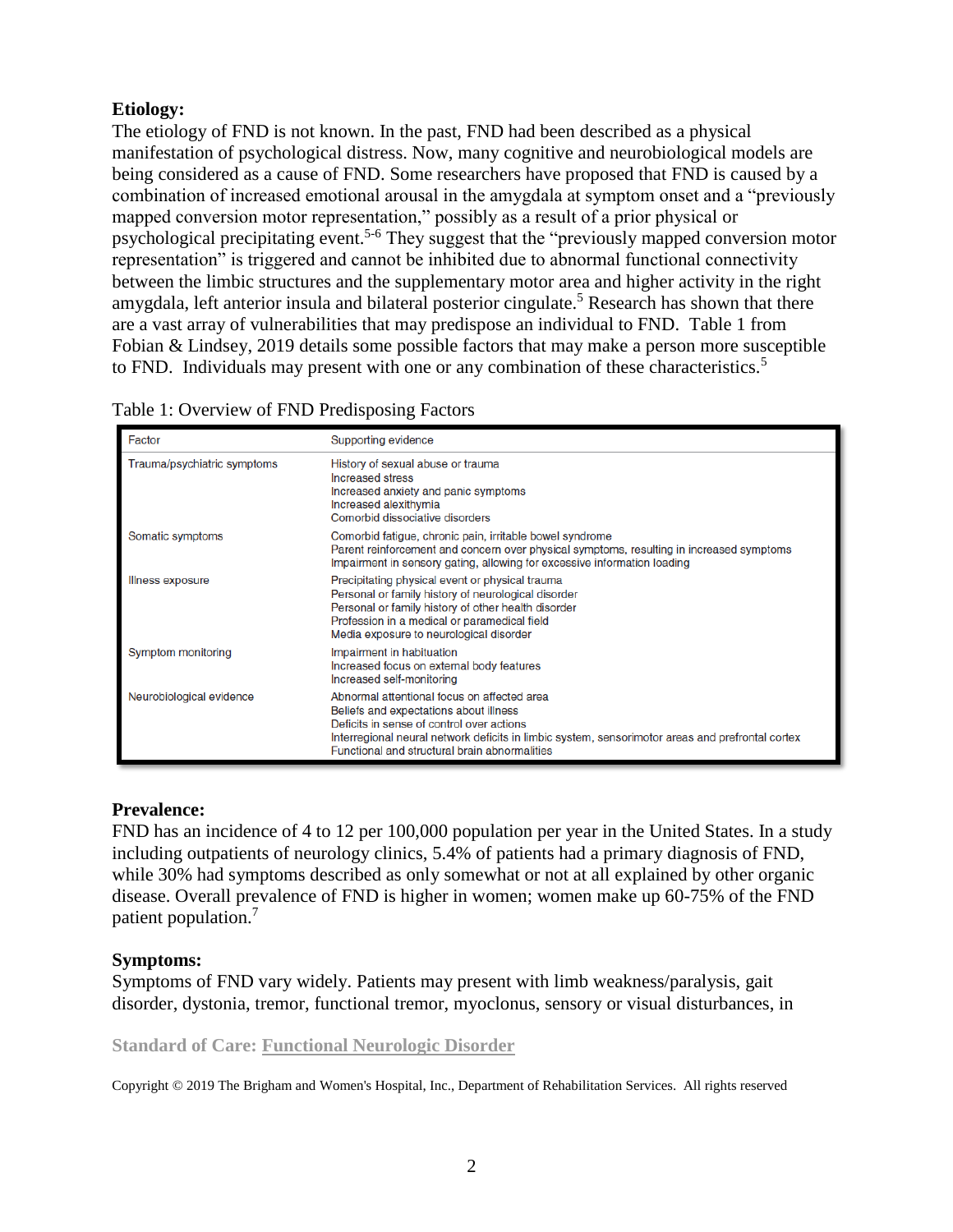**Etiology:**
The etiology of FND is not known. In the past, FND had been described as a physical manifestation of psychological distress. Now, many cognitive and neurobiological models are being considered as a cause of FND. Some researchers have proposed that FND is caused by a combination of increased emotional arousal in the amygdala at symptom onset and a "previously mapped conversion motor representation," possibly as a result of a prior physical or psychological precipitating event.[5-6] They suggest that the "previously mapped conversion motor representation" is triggered and cannot be inhibited due to abnormal functional connectivity between the limbic structures and the supplementary motor area and higher activity in the right amygdala, left anterior insula and bilateral posterior cingulate.[5] Research has shown that there are a vast array of vulnerabilities that may predispose an individual to FND. Table 1 from Fobian & Lindsey, 2019 details some possible factors that may make a person more susceptible to FND. Individuals may present with one or any combination of these characteristics.[5]

Table 1: Overview of FND Predisposing Factors

| Factor | Supporting evidence |
| --- | --- |
| Trauma/psychiatric symptoms | History of sexual abuse or trauma<br>Increased stress<br>Increased anxiety and panic symptoms<br>Increased alexithymia<br>Comorbid dissociative disorders |
| Somatic symptoms | Comorbid fatigue, chronic pain, irritable bowel syndrome<br>Parent reinforcement and concern over physical symptoms, resulting in increased symptoms<br>Impairment in sensory gating, allowing for excessive information loading |
| Illness exposure | Precipitating physical event or physical trauma<br>Personal or family history of neurological disorder<br>Personal or family history of other health disorder<br>Profession in a medical or paramedical field<br>Media exposure to neurological disorder |
| Symptom monitoring | Impairment in habituation<br>Increased focus on external body features<br>Increased self-monitoring |
| Neurobiological evidence | Abnormal attentional focus on affected area<br>Beliefs and expectations about illness<br>Deficits in sense of control over actions<br>Interregional neural network deficits in limbic system, sensorimotor areas and prefrontal cortex<br>Functional and structural brain abnormalities |

**Prevalence:**
FND has an incidence of 4 to 12 per 100,000 population per year in the United States. In a study including outpatients of neurology clinics, 5.4% of patients had a primary diagnosis of FND, while 30% had symptoms described as only somewhat or not at all explained by other organic disease. Overall prevalence of FND is higher in women; women make up 60-75% of the FND patient population.[7]

**Symptoms:**
Symptoms of FND vary widely. Patients may present with limb weakness/paralysis, gait disorder, dystonia, tremor, functional tremor, myoclonus, sensory or visual disturbances, in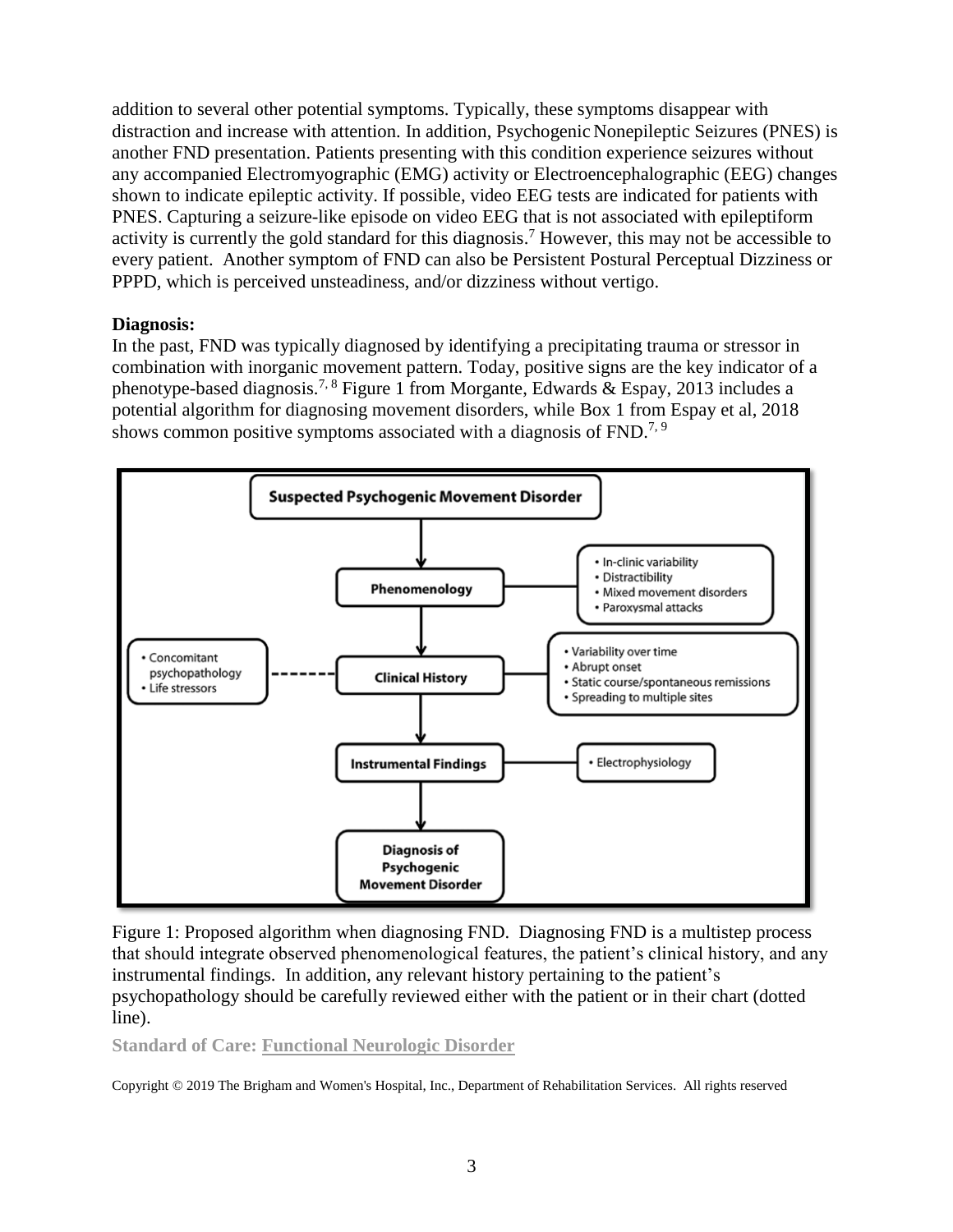addition to several other potential symptoms. Typically, these symptoms disappear with distraction and increase with attention. In addition, Psychogenic Nonepileptic Seizures (PNES) is another FND presentation. Patients presenting with this condition experience seizures without any accompanied Electromyographic (EMG) activity or Electroencephalographic (EEG) changes shown to indicate epileptic activity. If possible, video EEG tests are indicated for patients with PNES. Capturing a seizure-like episode on video EEG that is not associated with epileptiform activity is currently the gold standard for this diagnosis.[7] However, this may not be accessible to every patient. Another symptom of FND can also be Persistent Postural Perceptual Dizziness or PPPD, which is perceived unsteadiness, and/or dizziness without vertigo.

**Diagnosis:**

In the past, FND was typically diagnosed by identifying a precipitating trauma or stressor in combination with inorganic movement pattern. Today, positive signs are the key indicator of a phenotype-based diagnosis.[7, 8] Figure 1 from Morgante, Edwards & Espay, 2013 includes a potential algorithm for diagnosing movement disorders, while Box 1 from Espay et al, 2018 shows common positive symptoms associated with a diagnosis of FND.[7, 9]

**Suspected Psychogenic Movement Disorder**

↓

**Phenomenology**
- In-clinic variability
- Distractibility
- Mixed movement disorders
- Paroxysmal attacks

↓

**Clinical History**
- Variability over time
- Abrupt onset
- Static course/spontaneous remissions
- Spreading to multiple sites

(dotted line) - Concomitant psychopathology - Life stressors

↓

**Instrumental Findings**
- Electrophysiology

↓

**Diagnosis of Psychogenic Movement Disorder**

Figure 1: Proposed algorithm when diagnosing FND. Diagnosing FND is a multistep process that should integrate observed phenomenological features, the patient's clinical history, and any instrumental findings. In addition, any relevant history pertaining to the patient's psychopathology should be carefully reviewed either with the patient or in their chart (dotted line).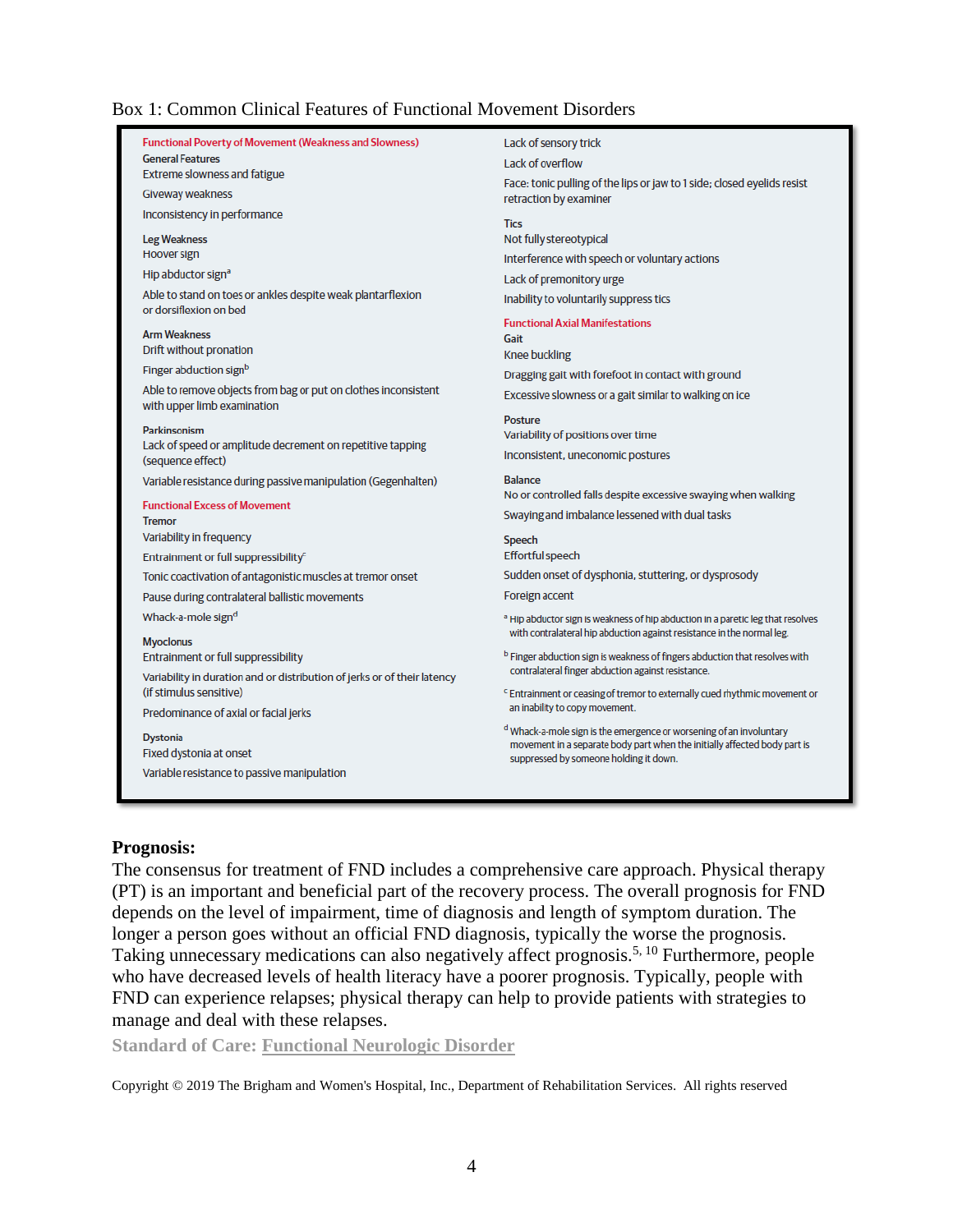Box 1: Common Clinical Features of Functional Movement Disorders

**Functional Poverty of Movement (Weakness and Slowness)**

**General Features**
Extreme slowness and fatigue
Giveway weakness
Inconsistency in performance

**Leg Weakness**
Hoover sign
Hip abductor sign[a]
Able to stand on toes or ankles despite weak plantarflexion or dorsiflexion on bed

**Arm Weakness**
Drift without pronation
Finger abduction sign[b]
Able to remove objects from bag or put on clothes inconsistent with upper limb examination

**Parkinsonism**
Lack of speed or amplitude decrement on repetitive tapping (sequence effect)
Variable resistance during passive manipulation (Gegenhalten)

**Functional Excess of Movement**

**Tremor**
Variability in frequency
Entrainment or full suppressibility[c]
Tonic coactivation of antagonistic muscles at tremor onset
Pause during contralateral ballistic movements
Whack-a-mole sign[d]

**Myoclonus**
Entrainment or full suppressibility
Variability in duration and or distribution of jerks or of their latency (if stimulus sensitive)
Predominance of axial or facial jerks

**Dystonia**
Fixed dystonia at onset
Variable resistance to passive manipulation
Lack of sensory trick
Lack of overflow
Face: tonic pulling of the lips or jaw to 1 side; closed eyelids resist retraction by examiner

**Tics**
Not fully stereotypical
Interference with speech or voluntary actions
Lack of premonitory urge
Inability to voluntarily suppress tics

**Functional Axial Manifestations**

**Gait**
Knee buckling
Dragging gait with forefoot in contact with ground
Excessive slowness or a gait similar to walking on ice

**Posture**
Variability of positions over time
Inconsistent, uneconomic postures

**Balance**
No or controlled falls despite excessive swaying when walking
Swaying and imbalance lessened with dual tasks

**Speech**
Effortful speech
Sudden onset of dysphonia, stuttering, or dysprosody
Foreign accent

[a] Hip abductor sign is weakness of hip abduction in a paretic leg that resolves with contralateral hip abduction against resistance in the normal leg.

[b] Finger abduction sign is weakness of fingers abduction that resolves with contralateral finger abduction against resistance.

[c] Entrainment or ceasing of tremor to externally cued rhythmic movement or an inability to copy movement.

[d] Whack-a-mole sign is the emergence or worsening of an involuntary movement in a separate body part when the initially affected body part is suppressed by someone holding it down.

## Prognosis:

The consensus for treatment of FND includes a comprehensive care approach. Physical therapy (PT) is an important and beneficial part of the recovery process. The overall prognosis for FND depends on the level of impairment, time of diagnosis and length of symptom duration. The longer a person goes without an official FND diagnosis, typically the worse the prognosis. Taking unnecessary medications can also negatively affect prognosis.[5, 10] Furthermore, people who have decreased levels of health literacy have a poorer prognosis. Typically, people with FND can experience relapses; physical therapy can help to provide patients with strategies to manage and deal with these relapses.

Standard of Care: Functional Neurologic Disorder

Copyright © 2019 The Brigham and Women's Hospital, Inc., Department of Rehabilitation Services. All rights reserved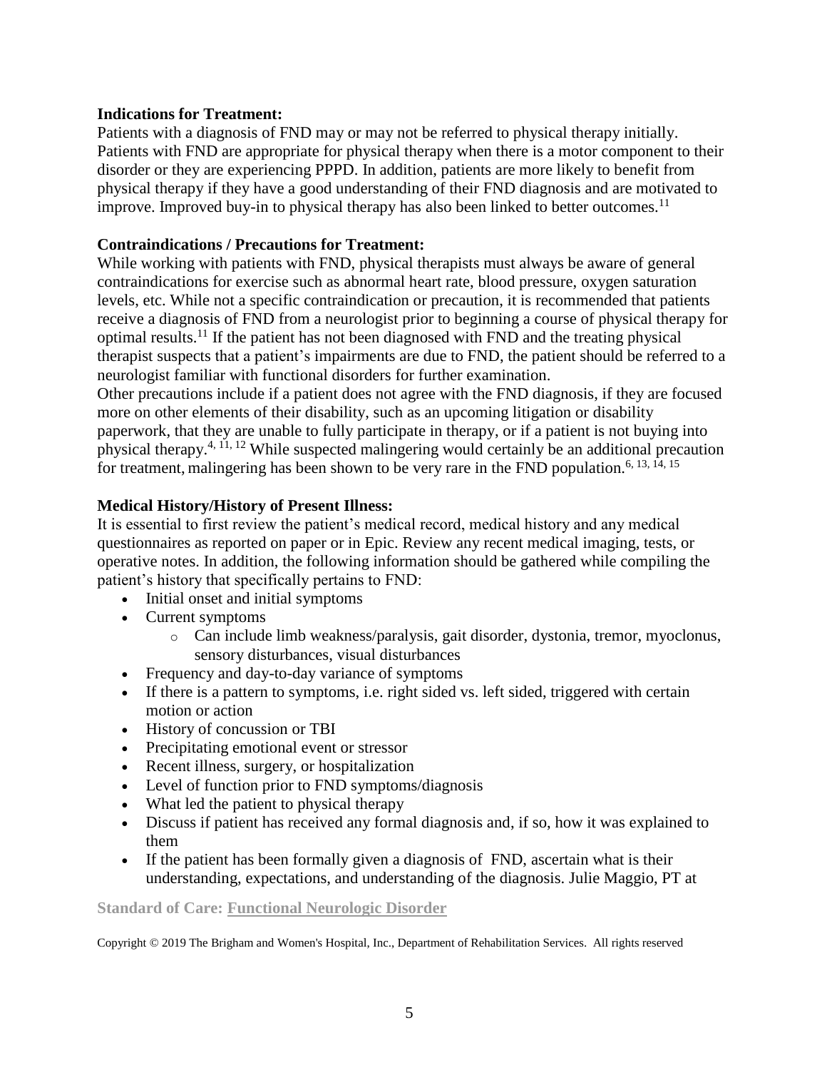**Indications for Treatment:**

Patients with a diagnosis of FND may or may not be referred to physical therapy initially. Patients with FND are appropriate for physical therapy when there is a motor component to their disorder or they are experiencing PPPD. In addition, patients are more likely to benefit from physical therapy if they have a good understanding of their FND diagnosis and are motivated to improve. Improved buy-in to physical therapy has also been linked to better outcomes.[11]

**Contraindications / Precautions for Treatment:**

While working with patients with FND, physical therapists must always be aware of general contraindications for exercise such as abnormal heart rate, blood pressure, oxygen saturation levels, etc. While not a specific contraindication or precaution, it is recommended that patients receive a diagnosis of FND from a neurologist prior to beginning a course of physical therapy for optimal results.[11] If the patient has not been diagnosed with FND and the treating physical therapist suspects that a patient's impairments are due to FND, the patient should be referred to a neurologist familiar with functional disorders for further examination.

Other precautions include if a patient does not agree with the FND diagnosis, if they are focused more on other elements of their disability, such as an upcoming litigation or disability paperwork, that they are unable to fully participate in therapy, or if a patient is not buying into physical therapy.[4, 11, 12] While suspected malingering would certainly be an additional precaution for treatment, malingering has been shown to be very rare in the FND population.[6, 13, 14, 15]

**Medical History/History of Present Illness:**

It is essential to first review the patient's medical record, medical history and any medical questionnaires as reported on paper or in Epic. Review any recent medical imaging, tests, or operative notes. In addition, the following information should be gathered while compiling the patient's history that specifically pertains to FND:

- Initial onset and initial symptoms
- Current symptoms
  - Can include limb weakness/paralysis, gait disorder, dystonia, tremor, myoclonus, sensory disturbances, visual disturbances
- Frequency and day-to-day variance of symptoms
- If there is a pattern to symptoms, i.e. right sided vs. left sided, triggered with certain motion or action
- History of concussion or TBI
- Precipitating emotional event or stressor
- Recent illness, surgery, or hospitalization
- Level of function prior to FND symptoms/diagnosis
- What led the patient to physical therapy
- Discuss if patient has received any formal diagnosis and, if so, how it was explained to them
- If the patient has been formally given a diagnosis of FND, ascertain what is their understanding, expectations, and understanding of the diagnosis. Julie Maggio, PT at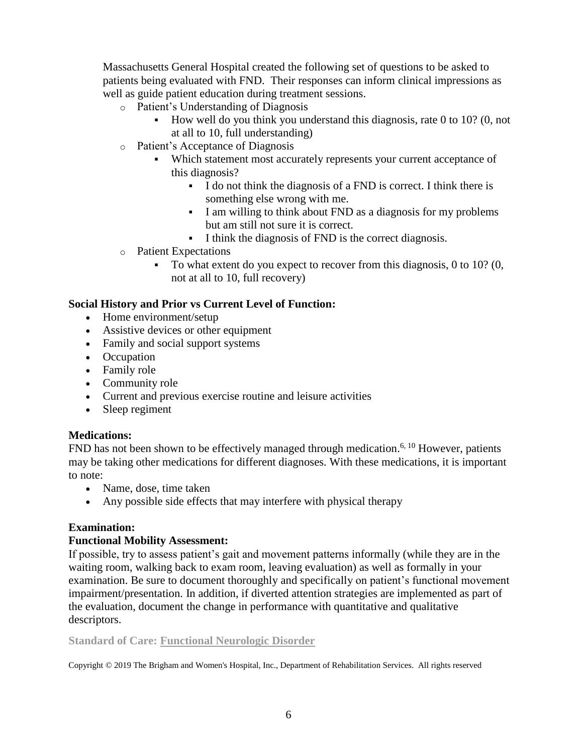Massachusetts General Hospital created the following set of questions to be asked to patients being evaluated with FND. Their responses can inform clinical impressions as well as guide patient education during treatment sessions.

- Patient's Understanding of Diagnosis
  - How well do you think you understand this diagnosis, rate 0 to 10? (0, not at all to 10, full understanding)
- Patient's Acceptance of Diagnosis
  - Which statement most accurately represents your current acceptance of this diagnosis?
    - I do not think the diagnosis of a FND is correct. I think there is something else wrong with me.
    - I am willing to think about FND as a diagnosis for my problems but am still not sure it is correct.
    - I think the diagnosis of FND is the correct diagnosis.
- Patient Expectations
  - To what extent do you expect to recover from this diagnosis, 0 to 10? (0, not at all to 10, full recovery)

**Social History and Prior vs Current Level of Function:**

- Home environment/setup
- Assistive devices or other equipment
- Family and social support systems
- Occupation
- Family role
- Community role
- Current and previous exercise routine and leisure activities
- Sleep regiment

**Medications:**

FND has not been shown to be effectively managed through medication.[6, 10] However, patients may be taking other medications for different diagnoses. With these medications, it is important to note:

- Name, dose, time taken
- Any possible side effects that may interfere with physical therapy

**Examination:**

**Functional Mobility Assessment:**

If possible, try to assess patient's gait and movement patterns informally (while they are in the waiting room, walking back to exam room, leaving evaluation) as well as formally in your examination. Be sure to document thoroughly and specifically on patient's functional movement impairment/presentation. In addition, if diverted attention strategies are implemented as part of the evaluation, document the change in performance with quantitative and qualitative descriptors.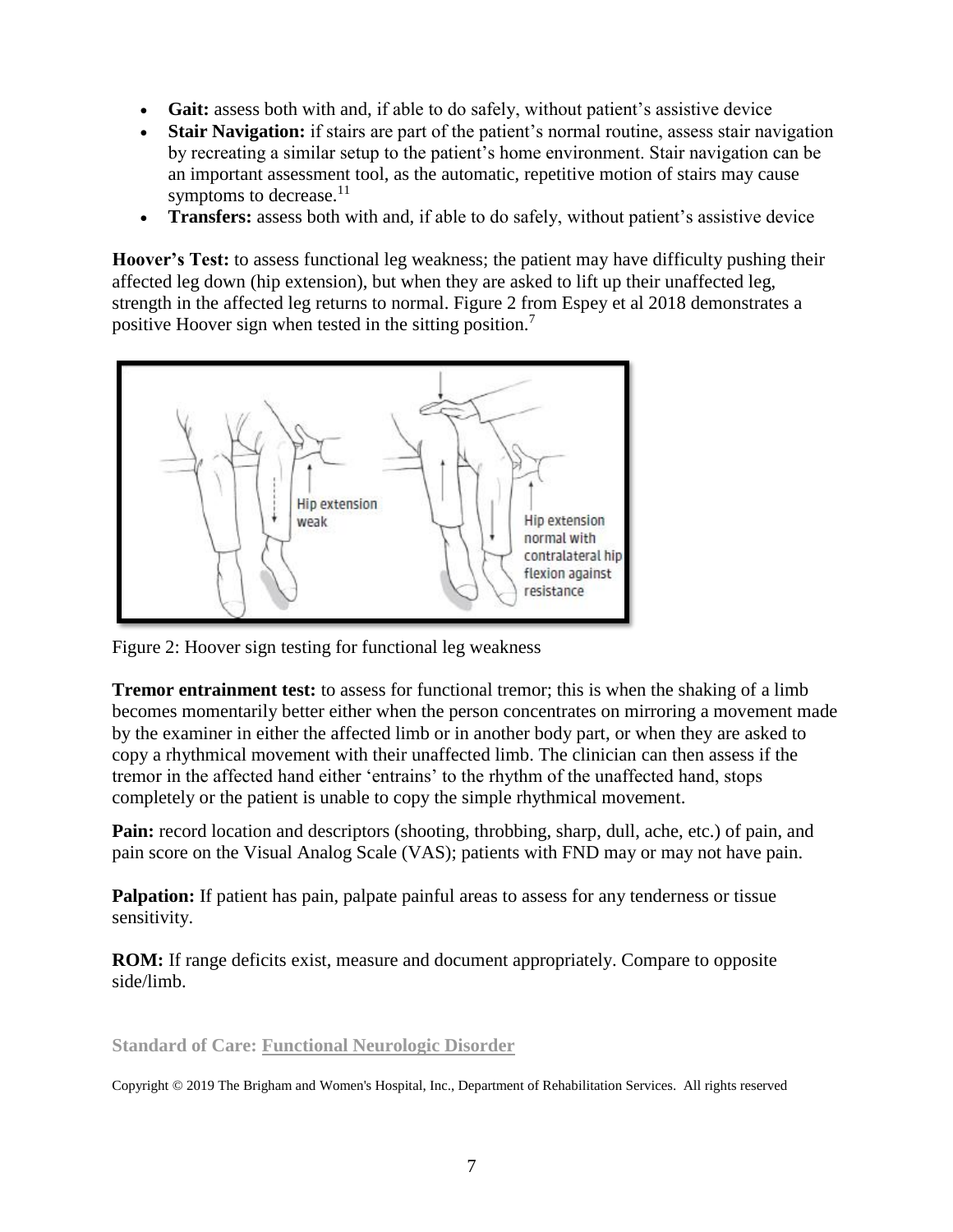- **Gait:** assess both with and, if able to do safely, without patient's assistive device
- **Stair Navigation:** if stairs are part of the patient's normal routine, assess stair navigation by recreating a similar setup to the patient's home environment. Stair navigation can be an important assessment tool, as the automatic, repetitive motion of stairs may cause symptoms to decrease.[11]
- **Transfers:** assess both with and, if able to do safely, without patient's assistive device

**Hoover's Test:** to assess functional leg weakness; the patient may have difficulty pushing their affected leg down (hip extension), but when they are asked to lift up their unaffected leg, strength in the affected leg returns to normal. Figure 2 from Espey et al 2018 demonstrates a positive Hoover sign when tested in the sitting position.[7]

Figure 2: Hoover sign testing for functional leg weakness

**Tremor entrainment test:** to assess for functional tremor; this is when the shaking of a limb becomes momentarily better either when the person concentrates on mirroring a movement made by the examiner in either the affected limb or in another body part, or when they are asked to copy a rhythmical movement with their unaffected limb. The clinician can then assess if the tremor in the affected hand either 'entrains' to the rhythm of the unaffected hand, stops completely or the patient is unable to copy the simple rhythmical movement.

**Pain:** record location and descriptors (shooting, throbbing, sharp, dull, ache, etc.) of pain, and pain score on the Visual Analog Scale (VAS); patients with FND may or may not have pain.

**Palpation:** If patient has pain, palpate painful areas to assess for any tenderness or tissue sensitivity.

**ROM:** If range deficits exist, measure and document appropriately. Compare to opposite side/limb.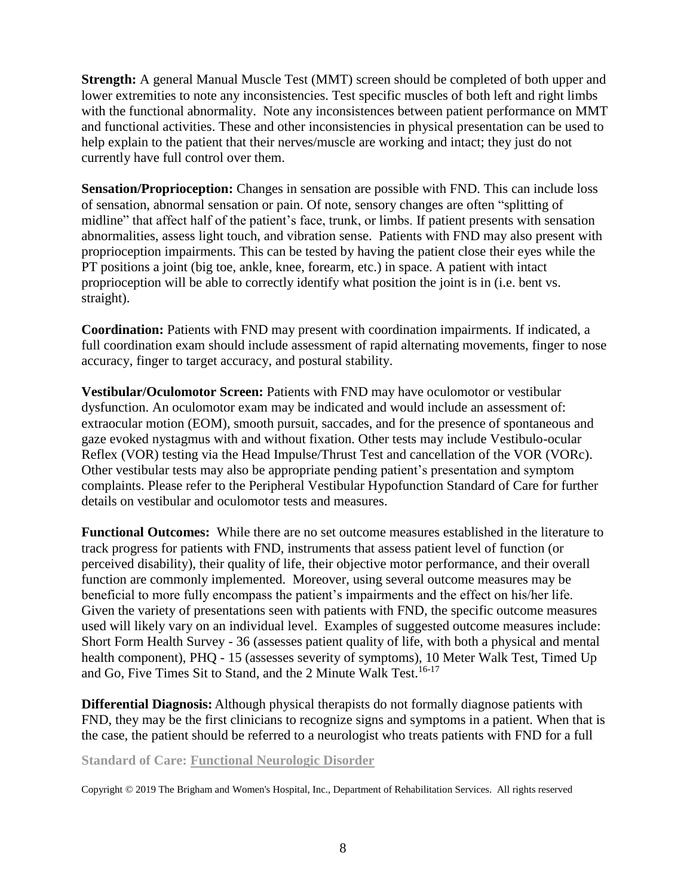**Strength:** A general Manual Muscle Test (MMT) screen should be completed of both upper and lower extremities to note any inconsistencies. Test specific muscles of both left and right limbs with the functional abnormality. Note any inconsistences between patient performance on MMT and functional activities. These and other inconsistencies in physical presentation can be used to help explain to the patient that their nerves/muscle are working and intact; they just do not currently have full control over them.

**Sensation/Proprioception:** Changes in sensation are possible with FND. This can include loss of sensation, abnormal sensation or pain. Of note, sensory changes are often "splitting of midline" that affect half of the patient's face, trunk, or limbs. If patient presents with sensation abnormalities, assess light touch, and vibration sense. Patients with FND may also present with proprioception impairments. This can be tested by having the patient close their eyes while the PT positions a joint (big toe, ankle, knee, forearm, etc.) in space. A patient with intact proprioception will be able to correctly identify what position the joint is in (i.e. bent vs. straight).

**Coordination:** Patients with FND may present with coordination impairments. If indicated, a full coordination exam should include assessment of rapid alternating movements, finger to nose accuracy, finger to target accuracy, and postural stability.

**Vestibular/Oculomotor Screen:** Patients with FND may have oculomotor or vestibular dysfunction. An oculomotor exam may be indicated and would include an assessment of: extraocular motion (EOM), smooth pursuit, saccades, and for the presence of spontaneous and gaze evoked nystagmus with and without fixation. Other tests may include Vestibulo-ocular Reflex (VOR) testing via the Head Impulse/Thrust Test and cancellation of the VOR (VORc). Other vestibular tests may also be appropriate pending patient's presentation and symptom complaints. Please refer to the Peripheral Vestibular Hypofunction Standard of Care for further details on vestibular and oculomotor tests and measures.

**Functional Outcomes:** While there are no set outcome measures established in the literature to track progress for patients with FND, instruments that assess patient level of function (or perceived disability), their quality of life, their objective motor performance, and their overall function are commonly implemented. Moreover, using several outcome measures may be beneficial to more fully encompass the patient's impairments and the effect on his/her life. Given the variety of presentations seen with patients with FND, the specific outcome measures used will likely vary on an individual level. Examples of suggested outcome measures include: Short Form Health Survey - 36 (assesses patient quality of life, with both a physical and mental health component), PHQ - 15 (assesses severity of symptoms), 10 Meter Walk Test, Timed Up and Go, Five Times Sit to Stand, and the 2 Minute Walk Test.[16-17]

**Differential Diagnosis:** Although physical therapists do not formally diagnose patients with FND, they may be the first clinicians to recognize signs and symptoms in a patient. When that is the case, the patient should be referred to a neurologist who treats patients with FND for a full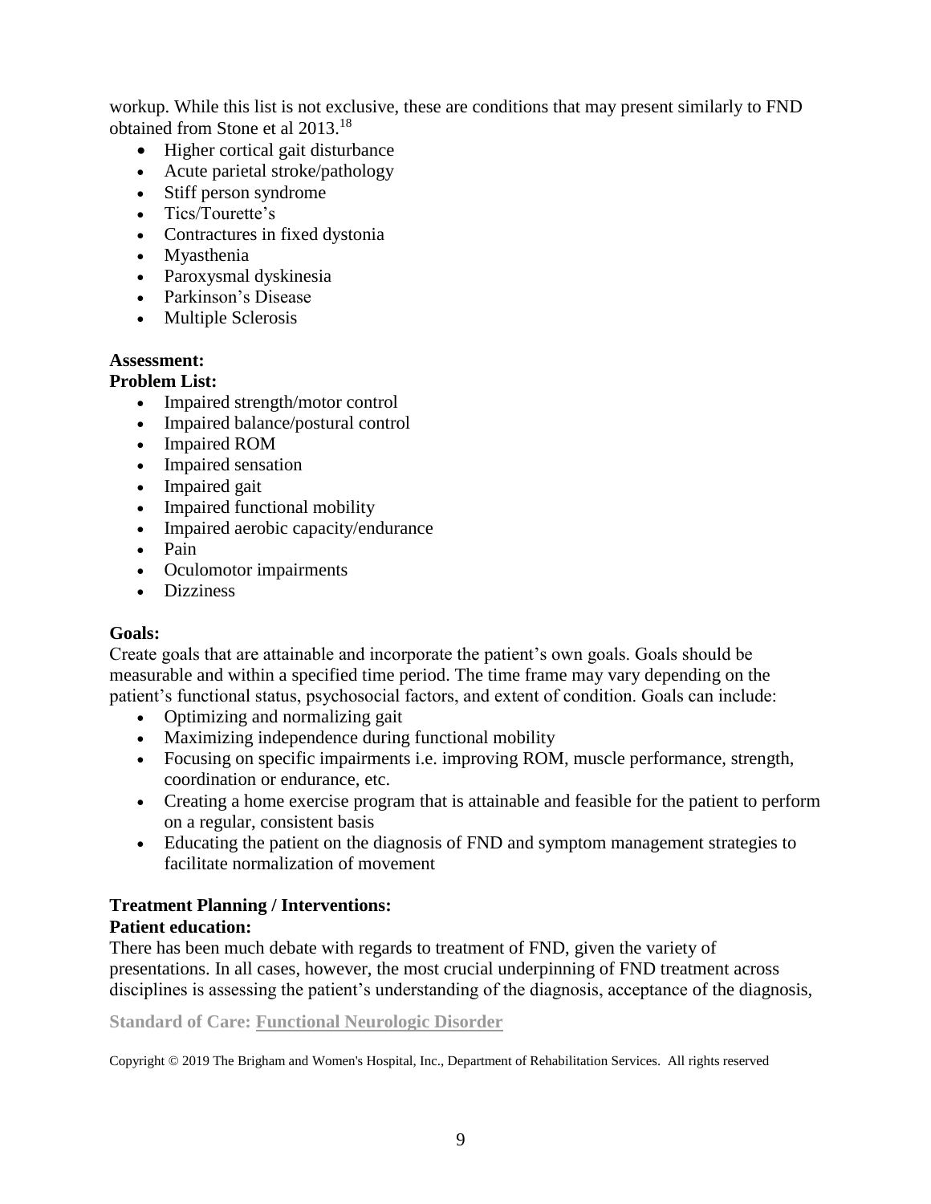workup. While this list is not exclusive, these are conditions that may present similarly to FND obtained from Stone et al 2013.[18]

- Higher cortical gait disturbance
- Acute parietal stroke/pathology
- Stiff person syndrome
- Tics/Tourette's
- Contractures in fixed dystonia
- Myasthenia
- Paroxysmal dyskinesia
- Parkinson's Disease
- Multiple Sclerosis

**Assessment:**

**Problem List:**

- Impaired strength/motor control
- Impaired balance/postural control
- Impaired ROM
- Impaired sensation
- Impaired gait
- Impaired functional mobility
- Impaired aerobic capacity/endurance
- Pain
- Oculomotor impairments
- Dizziness

**Goals:**

Create goals that are attainable and incorporate the patient's own goals. Goals should be measurable and within a specified time period. The time frame may vary depending on the patient's functional status, psychosocial factors, and extent of condition. Goals can include:

- Optimizing and normalizing gait
- Maximizing independence during functional mobility
- Focusing on specific impairments i.e. improving ROM, muscle performance, strength, coordination or endurance, etc.
- Creating a home exercise program that is attainable and feasible for the patient to perform on a regular, consistent basis
- Educating the patient on the diagnosis of FND and symptom management strategies to facilitate normalization of movement

**Treatment Planning / Interventions:**

**Patient education:**

There has been much debate with regards to treatment of FND, given the variety of presentations. In all cases, however, the most crucial underpinning of FND treatment across disciplines is assessing the patient's understanding of the diagnosis, acceptance of the diagnosis,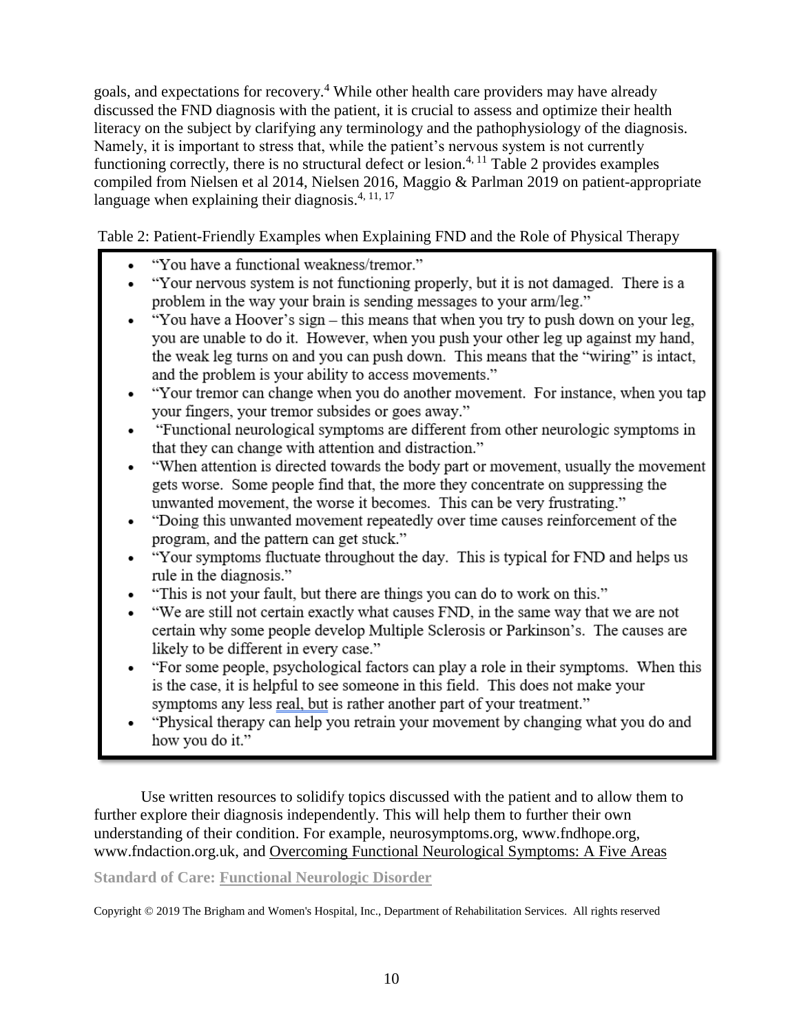goals, and expectations for recovery.[4] While other health care providers may have already discussed the FND diagnosis with the patient, it is crucial to assess and optimize their health literacy on the subject by clarifying any terminology and the pathophysiology of the diagnosis. Namely, it is important to stress that, while the patient's nervous system is not currently functioning correctly, there is no structural defect or lesion.[4, 11] Table 2 provides examples compiled from Nielsen et al 2014, Nielsen 2016, Maggio & Parlman 2019 on patient-appropriate language when explaining their diagnosis.[4, 11, 17]

Table 2: Patient-Friendly Examples when Explaining FND and the Role of Physical Therapy

- "You have a functional weakness/tremor."
- "Your nervous system is not functioning properly, but it is not damaged. There is a problem in the way your brain is sending messages to your arm/leg."
- "You have a Hoover's sign – this means that when you try to push down on your leg, you are unable to do it. However, when you push your other leg up against my hand, the weak leg turns on and you can push down. This means that the "wiring" is intact, and the problem is your ability to access movements."
- "Your tremor can change when you do another movement. For instance, when you tap your fingers, your tremor subsides or goes away."
- "Functional neurological symptoms are different from other neurologic symptoms in that they can change with attention and distraction."
- "When attention is directed towards the body part or movement, usually the movement gets worse. Some people find that, the more they concentrate on suppressing the unwanted movement, the worse it becomes. This can be very frustrating."
- "Doing this unwanted movement repeatedly over time causes reinforcement of the program, and the pattern can get stuck."
- "Your symptoms fluctuate throughout the day. This is typical for FND and helps us rule in the diagnosis."
- "This is not your fault, but there are things you can do to work on this."
- "We are still not certain exactly what causes FND, in the same way that we are not certain why some people develop Multiple Sclerosis or Parkinson's. The causes are likely to be different in every case."
- "For some people, psychological factors can play a role in their symptoms. When this is the case, it is helpful to see someone in this field. This does not make your symptoms any less real, but is rather another part of your treatment."
- "Physical therapy can help you retrain your movement by changing what you do and how you do it."

Use written resources to solidify topics discussed with the patient and to allow them to further explore their diagnosis independently. This will help them to further their own understanding of their condition. For example, neurosymptoms.org, www.fndhope.org, www.fndaction.org.uk, and Overcoming Functional Neurological Symptoms: A Five Areas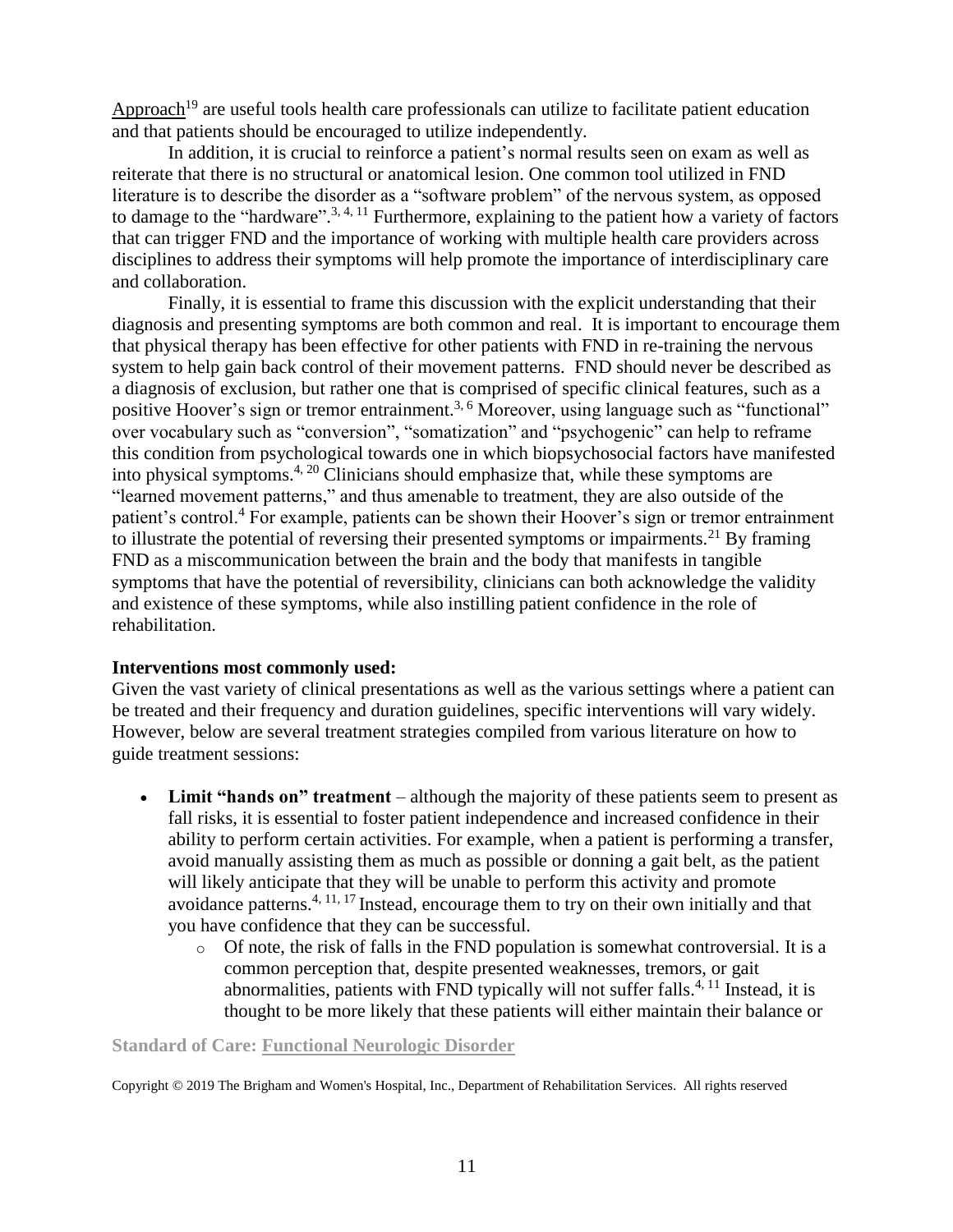Approach[19] are useful tools health care professionals can utilize to facilitate patient education and that patients should be encouraged to utilize independently.

In addition, it is crucial to reinforce a patient's normal results seen on exam as well as reiterate that there is no structural or anatomical lesion. One common tool utilized in FND literature is to describe the disorder as a "software problem" of the nervous system, as opposed to damage to the "hardware".[3, 4, 11] Furthermore, explaining to the patient how a variety of factors that can trigger FND and the importance of working with multiple health care providers across disciplines to address their symptoms will help promote the importance of interdisciplinary care and collaboration.

Finally, it is essential to frame this discussion with the explicit understanding that their diagnosis and presenting symptoms are both common and real. It is important to encourage them that physical therapy has been effective for other patients with FND in re-training the nervous system to help gain back control of their movement patterns. FND should never be described as a diagnosis of exclusion, but rather one that is comprised of specific clinical features, such as a positive Hoover's sign or tremor entrainment.[3, 6] Moreover, using language such as "functional" over vocabulary such as "conversion", "somatization" and "psychogenic" can help to reframe this condition from psychological towards one in which biopsychosocial factors have manifested into physical symptoms.[4, 20] Clinicians should emphasize that, while these symptoms are "learned movement patterns," and thus amenable to treatment, they are also outside of the patient's control.[4] For example, patients can be shown their Hoover's sign or tremor entrainment to illustrate the potential of reversing their presented symptoms or impairments.[21] By framing FND as a miscommunication between the brain and the body that manifests in tangible symptoms that have the potential of reversibility, clinicians can both acknowledge the validity and existence of these symptoms, while also instilling patient confidence in the role of rehabilitation.

**Interventions most commonly used:**

Given the vast variety of clinical presentations as well as the various settings where a patient can be treated and their frequency and duration guidelines, specific interventions will vary widely. However, below are several treatment strategies compiled from various literature on how to guide treatment sessions:

- **Limit "hands on" treatment** – although the majority of these patients seem to present as fall risks, it is essential to foster patient independence and increased confidence in their ability to perform certain activities. For example, when a patient is performing a transfer, avoid manually assisting them as much as possible or donning a gait belt, as the patient will likely anticipate that they will be unable to perform this activity and promote avoidance patterns.[4, 11, 17] Instead, encourage them to try on their own initially and that you have confidence that they can be successful.
    - Of note, the risk of falls in the FND population is somewhat controversial. It is a common perception that, despite presented weaknesses, tremors, or gait abnormalities, patients with FND typically will not suffer falls.[4, 11] Instead, it is thought to be more likely that these patients will either maintain their balance or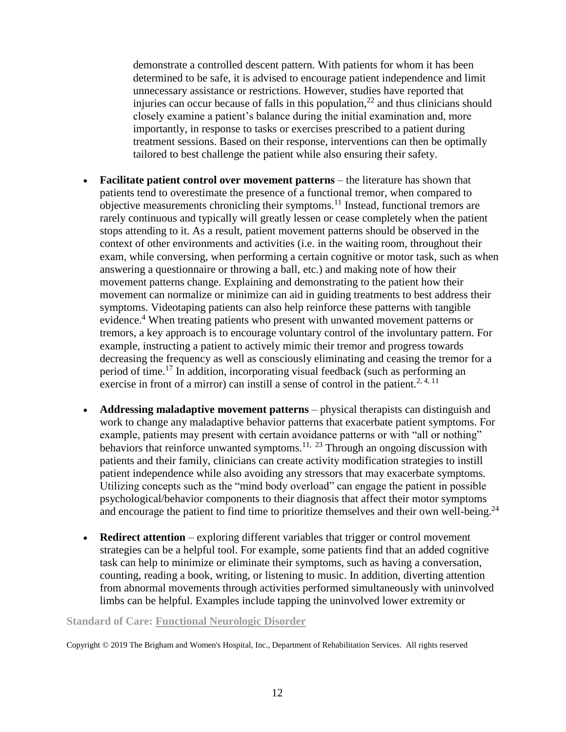demonstrate a controlled descent pattern. With patients for whom it has been determined to be safe, it is advised to encourage patient independence and limit unnecessary assistance or restrictions. However, studies have reported that injuries can occur because of falls in this population,[22] and thus clinicians should closely examine a patient's balance during the initial examination and, more importantly, in response to tasks or exercises prescribed to a patient during treatment sessions. Based on their response, interventions can then be optimally tailored to best challenge the patient while also ensuring their safety.

- **Facilitate patient control over movement patterns** – the literature has shown that patients tend to overestimate the presence of a functional tremor, when compared to objective measurements chronicling their symptoms.[11] Instead, functional tremors are rarely continuous and typically will greatly lessen or cease completely when the patient stops attending to it. As a result, patient movement patterns should be observed in the context of other environments and activities (i.e. in the waiting room, throughout their exam, while conversing, when performing a certain cognitive or motor task, such as when answering a questionnaire or throwing a ball, etc.) and making note of how their movement patterns change. Explaining and demonstrating to the patient how their movement can normalize or minimize can aid in guiding treatments to best address their symptoms. Videotaping patients can also help reinforce these patterns with tangible evidence.[4] When treating patients who present with unwanted movement patterns or tremors, a key approach is to encourage voluntary control of the involuntary pattern. For example, instructing a patient to actively mimic their tremor and progress towards decreasing the frequency as well as consciously eliminating and ceasing the tremor for a period of time.[17] In addition, incorporating visual feedback (such as performing an exercise in front of a mirror) can instill a sense of control in the patient.[2, 4, 11]

- **Addressing maladaptive movement patterns** – physical therapists can distinguish and work to change any maladaptive behavior patterns that exacerbate patient symptoms. For example, patients may present with certain avoidance patterns or with "all or nothing" behaviors that reinforce unwanted symptoms.[11, 23] Through an ongoing discussion with patients and their family, clinicians can create activity modification strategies to instill patient independence while also avoiding any stressors that may exacerbate symptoms. Utilizing concepts such as the "mind body overload" can engage the patient in possible psychological/behavior components to their diagnosis that affect their motor symptoms and encourage the patient to find time to prioritize themselves and their own well-being.[24]

- **Redirect attention** – exploring different variables that trigger or control movement strategies can be a helpful tool. For example, some patients find that an added cognitive task can help to minimize or eliminate their symptoms, such as having a conversation, counting, reading a book, writing, or listening to music. In addition, diverting attention from abnormal movements through activities performed simultaneously with uninvolved limbs can be helpful. Examples include tapping the uninvolved lower extremity or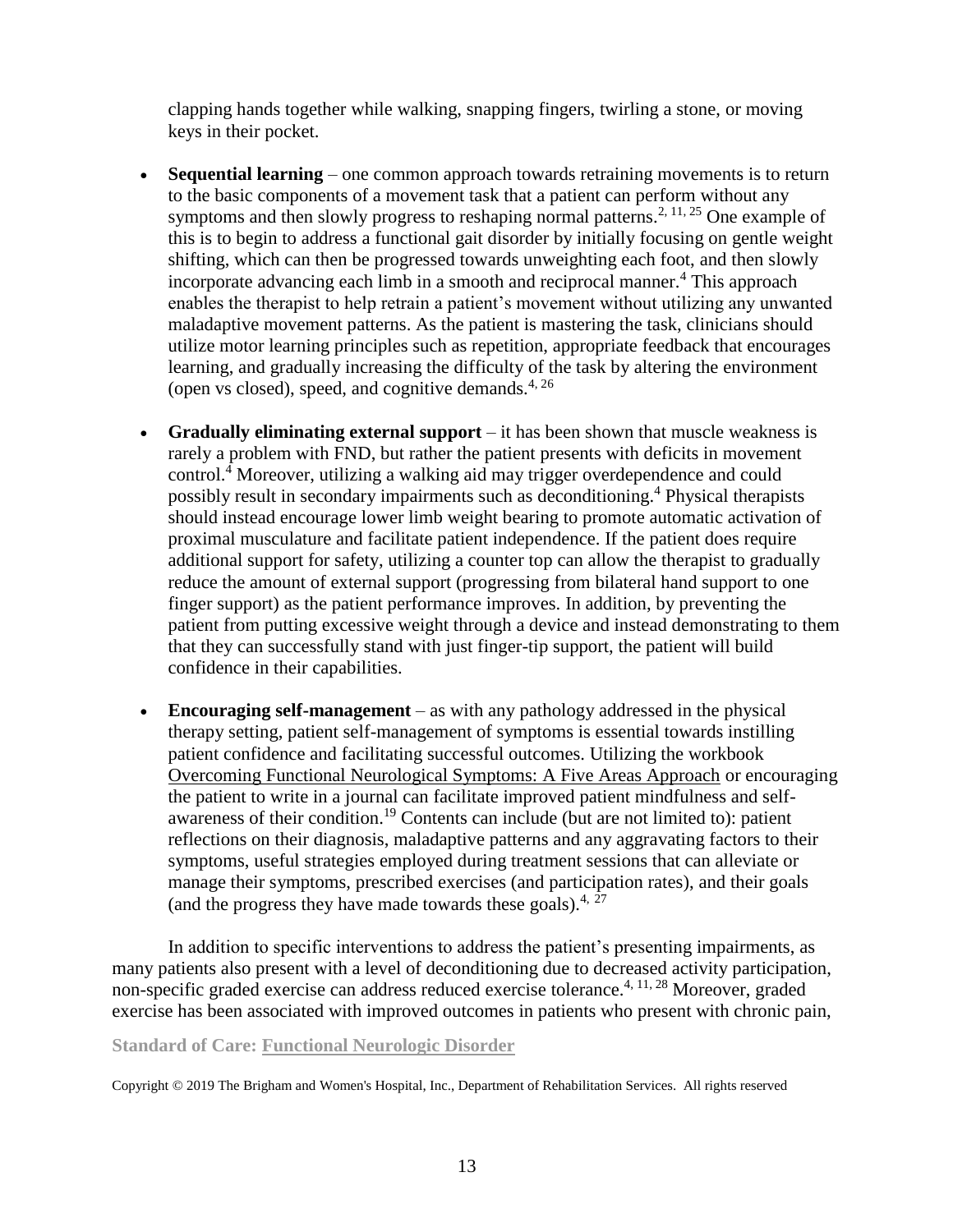clapping hands together while walking, snapping fingers, twirling a stone, or moving keys in their pocket.

- **Sequential learning** – one common approach towards retraining movements is to return to the basic components of a movement task that a patient can perform without any symptoms and then slowly progress to reshaping normal patterns.[2, 11, 25] One example of this is to begin to address a functional gait disorder by initially focusing on gentle weight shifting, which can then be progressed towards unweighting each foot, and then slowly incorporate advancing each limb in a smooth and reciprocal manner.[4] This approach enables the therapist to help retrain a patient's movement without utilizing any unwanted maladaptive movement patterns. As the patient is mastering the task, clinicians should utilize motor learning principles such as repetition, appropriate feedback that encourages learning, and gradually increasing the difficulty of the task by altering the environment (open vs closed), speed, and cognitive demands.[4, 26]

- **Gradually eliminating external support** – it has been shown that muscle weakness is rarely a problem with FND, but rather the patient presents with deficits in movement control.[4] Moreover, utilizing a walking aid may trigger overdependence and could possibly result in secondary impairments such as deconditioning.[4] Physical therapists should instead encourage lower limb weight bearing to promote automatic activation of proximal musculature and facilitate patient independence. If the patient does require additional support for safety, utilizing a counter top can allow the therapist to gradually reduce the amount of external support (progressing from bilateral hand support to one finger support) as the patient performance improves. In addition, by preventing the patient from putting excessive weight through a device and instead demonstrating to them that they can successfully stand with just finger-tip support, the patient will build confidence in their capabilities.

- **Encouraging self-management** – as with any pathology addressed in the physical therapy setting, patient self-management of symptoms is essential towards instilling patient confidence and facilitating successful outcomes. Utilizing the workbook Overcoming Functional Neurological Symptoms: A Five Areas Approach or encouraging the patient to write in a journal can facilitate improved patient mindfulness and self-awareness of their condition.[19] Contents can include (but are not limited to): patient reflections on their diagnosis, maladaptive patterns and any aggravating factors to their symptoms, useful strategies employed during treatment sessions that can alleviate or manage their symptoms, prescribed exercises (and participation rates), and their goals (and the progress they have made towards these goals).[4, 27]

In addition to specific interventions to address the patient's presenting impairments, as many patients also present with a level of deconditioning due to decreased activity participation, non-specific graded exercise can address reduced exercise tolerance.[4, 11, 28] Moreover, graded exercise has been associated with improved outcomes in patients who present with chronic pain,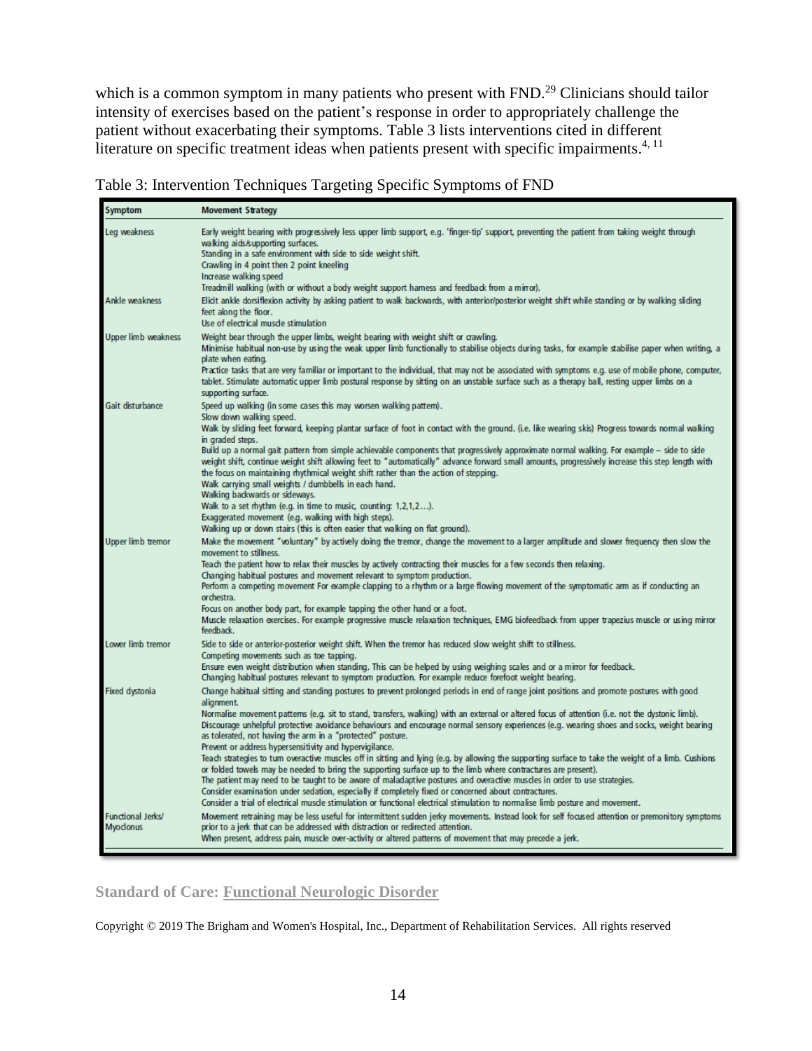which is a common symptom in many patients who present with FND.[29] Clinicians should tailor intensity of exercises based on the patient's response in order to appropriately challenge the patient without exacerbating their symptoms. Table 3 lists interventions cited in different literature on specific treatment ideas when patients present with specific impairments.[4, 11]

Table 3: Intervention Techniques Targeting Specific Symptoms of FND

| Symptom | Movement Strategy |
|---|---|
| Leg weakness | Early weight bearing with progressively less upper limb support, e.g. 'finger-tip' support, preventing the patient from taking weight through walking aids/supporting surfaces.<br>Standing in a safe environment with side to side weight shift.<br>Crawling in 4 point then 2 point kneeling<br>Increase walking speed<br>Treadmill walking (with or without a body weight support harness and feedback from a mirror). |
| Ankle weakness | Elicit ankle dorsiflexion activity by asking patient to walk backwards, with anterior/posterior weight shift while standing or by walking sliding feet along the floor.<br>Use of electrical muscle stimulation |
| Upper limb weakness | Weight bear through the upper limbs, weight bearing with weight shift or crawling.<br>Minimise habitual non-use by using the weak upper limb functionally to stabilise objects during tasks, for example stabilise paper when writing, a plate when eating.<br>Practice tasks that are very familiar or important to the individual, that may not be associated with symptoms e.g. use of mobile phone, computer, tablet. Stimulate automatic upper limb postural response by sitting on an unstable surface such as a therapy ball, resting upper limbs on a supporting surface. |
| Gait disturbance | Speed up walking (in some cases this may worsen walking pattern).<br>Slow down walking speed.<br>Walk by sliding feet forward, keeping plantar surface of foot in contact with the ground. (i.e. like wearing skis) Progress towards normal walking in graded steps.<br>Build up a normal gait pattern from simple achievable components that progressively approximate normal walking. For example – side to side weight shift, continue weight shift allowing feet to "automatically" advance forward small amounts, progressively increase this step length with the focus on maintaining rhythmical weight shift rather than the action of stepping.<br>Walk carrying small weights / dumbbells in each hand.<br>Walking backwards or sideways.<br>Walk to a set rhythm (e.g. in time to music, counting: 1,2,1,2…).<br>Exaggerated movement (e.g. walking with high steps).<br>Walking up or down stairs (this is often easier that walking on flat ground). |
| Upper limb tremor | Make the movement "voluntary" by actively doing the tremor, change the movement to a larger amplitude and slower frequency then slow the movement to stillness.<br>Teach the patient how to relax their muscles by actively contracting their muscles for a few seconds then relaxing.<br>Changing habitual postures and movement relevant to symptom production.<br>Perform a competing movement For example clapping to a rhythm or a large flowing movement of the symptomatic arm as if conducting an orchestra.<br>Focus on another body part, for example tapping the other hand or a foot.<br>Muscle relaxation exercises. For example progressive muscle relaxation techniques, EMG biofeedback from upper trapezius muscle or using mirror feedback. |
| Lower limb tremor | Side to side or anterior-posterior weight shift. When the tremor has reduced slow weight shift to stillness.<br>Competing movements such as toe tapping.<br>Ensure even weight distribution when standing. This can be helped by using weighing scales and or a mirror for feedback.<br>Changing habitual postures relevant to symptom production. For example reduce forefoot weight bearing. |
| Fixed dystonia | Change habitual sitting and standing postures to prevent prolonged periods in end of range joint positions and promote postures with good alignment.<br>Normalise movement patterns (e.g. sit to stand, transfers, walking) with an external or altered focus of attention (i.e. not the dystonic limb).<br>Discourage unhelpful protective avoidance behaviours and encourage normal sensory experiences (e.g. wearing shoes and socks, weight bearing as tolerated, not having the arm in a "protected" posture.<br>Prevent or address hypersensitivity and hypervigilance.<br>Teach strategies to turn overactive muscles off in sitting and lying (e.g. by allowing the supporting surface to take the weight of a limb. Cushions or folded towels may be needed to bring the supporting surface up to the limb where contractures are present).<br>The patient may need to be taught to be aware of maladaptive postures and overactive muscles in order to use strategies.<br>Consider examination under sedation, especially if completely fixed or concerned about contractures.<br>Consider a trial of electrical muscle stimulation or functional electrical stimulation to normalise limb posture and movement. |
| Functional Jerks/ Myoclonus | Movement retraining may be less useful for intermittent sudden jerky movements. Instead look for self focused attention or premonitory symptoms prior to a jerk that can be addressed with distraction or redirected attention.<br>When present, address pain, muscle over-activity or altered patterns of movement that may precede a jerk. |

Standard of Care: Functional Neurologic Disorder

Copyright © 2019 The Brigham and Women's Hospital, Inc., Department of Rehabilitation Services. All rights reserved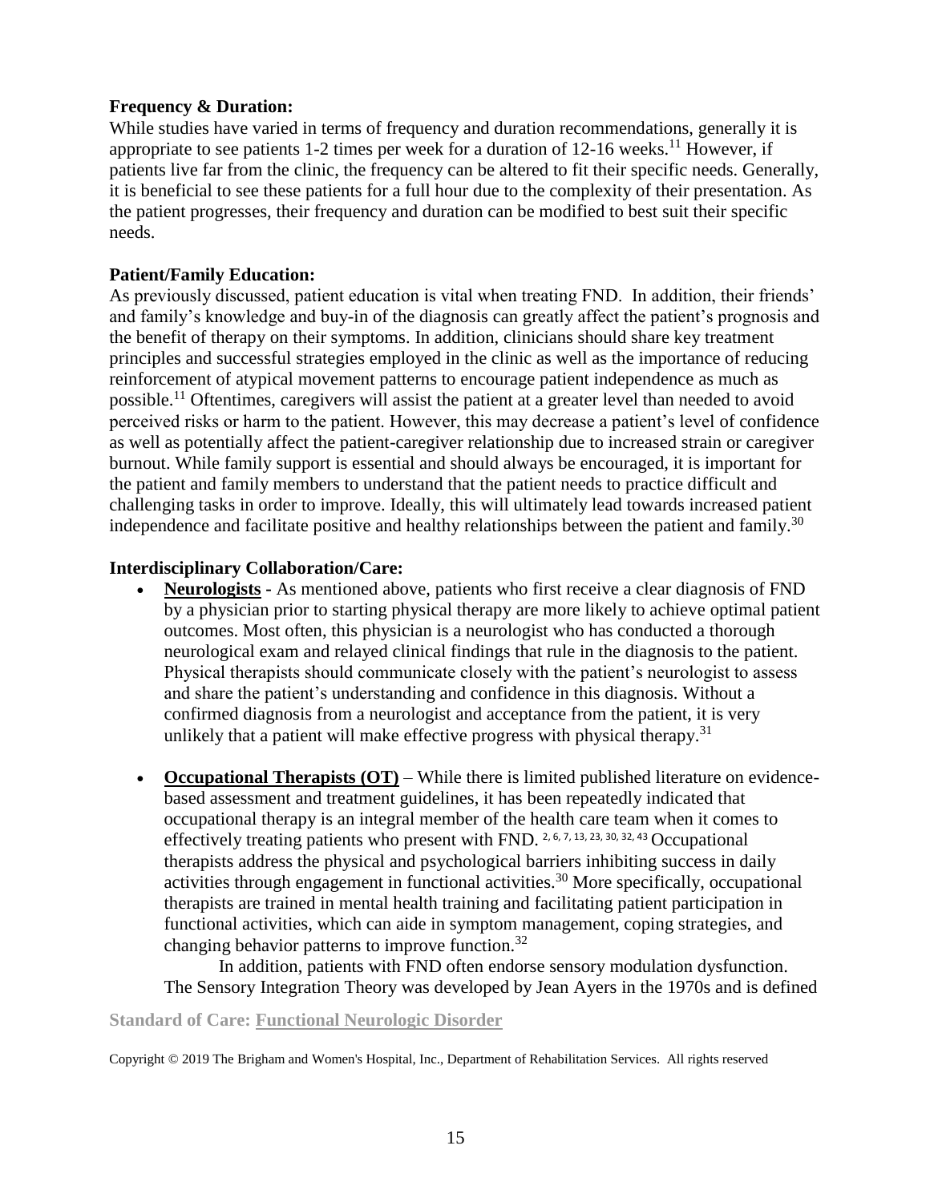**Frequency & Duration:**

While studies have varied in terms of frequency and duration recommendations, generally it is appropriate to see patients 1-2 times per week for a duration of 12-16 weeks.[11] However, if patients live far from the clinic, the frequency can be altered to fit their specific needs. Generally, it is beneficial to see these patients for a full hour due to the complexity of their presentation. As the patient progresses, their frequency and duration can be modified to best suit their specific needs.

**Patient/Family Education:**

As previously discussed, patient education is vital when treating FND. In addition, their friends' and family's knowledge and buy-in of the diagnosis can greatly affect the patient's prognosis and the benefit of therapy on their symptoms. In addition, clinicians should share key treatment principles and successful strategies employed in the clinic as well as the importance of reducing reinforcement of atypical movement patterns to encourage patient independence as much as possible.[11] Oftentimes, caregivers will assist the patient at a greater level than needed to avoid perceived risks or harm to the patient. However, this may decrease a patient's level of confidence as well as potentially affect the patient-caregiver relationship due to increased strain or caregiver burnout. While family support is essential and should always be encouraged, it is important for the patient and family members to understand that the patient needs to practice difficult and challenging tasks in order to improve. Ideally, this will ultimately lead towards increased patient independence and facilitate positive and healthy relationships between the patient and family.[30]

**Interdisciplinary Collaboration/Care:**

- **Neurologists -** As mentioned above, patients who first receive a clear diagnosis of FND by a physician prior to starting physical therapy are more likely to achieve optimal patient outcomes. Most often, this physician is a neurologist who has conducted a thorough neurological exam and relayed clinical findings that rule in the diagnosis to the patient. Physical therapists should communicate closely with the patient's neurologist to assess and share the patient's understanding and confidence in this diagnosis. Without a confirmed diagnosis from a neurologist and acceptance from the patient, it is very unlikely that a patient will make effective progress with physical therapy.[31]

- **Occupational Therapists (OT)** – While there is limited published literature on evidence-based assessment and treatment guidelines, it has been repeatedly indicated that occupational therapy is an integral member of the health care team when it comes to effectively treating patients who present with FND.[2, 6, 7, 13, 23, 30, 32, 43] Occupational therapists address the physical and psychological barriers inhibiting success in daily activities through engagement in functional activities.[30] More specifically, occupational therapists are trained in mental health training and facilitating patient participation in functional activities, which can aide in symptom management, coping strategies, and changing behavior patterns to improve function.[32]

  In addition, patients with FND often endorse sensory modulation dysfunction. The Sensory Integration Theory was developed by Jean Ayers in the 1970s and is defined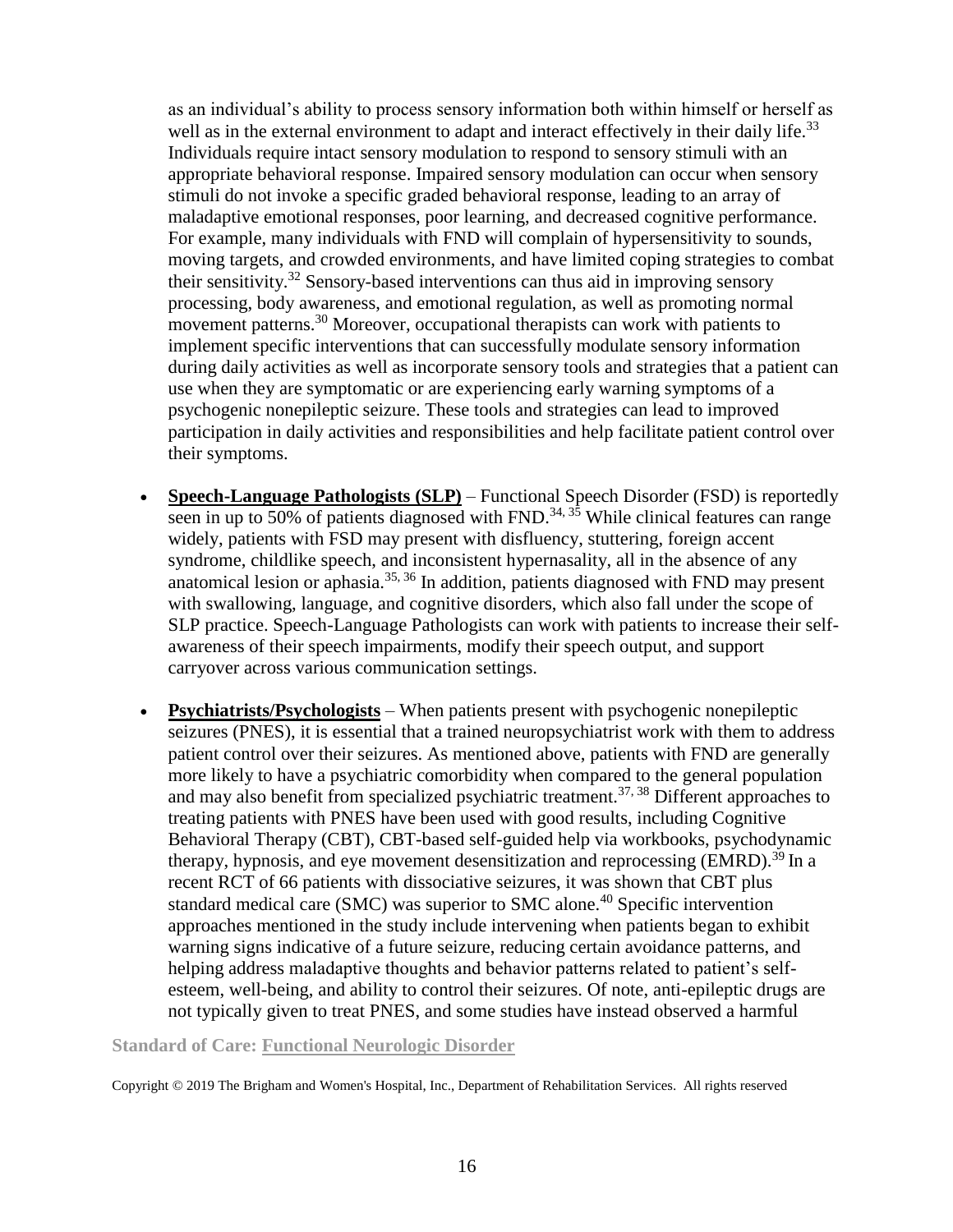as an individual's ability to process sensory information both within himself or herself as well as in the external environment to adapt and interact effectively in their daily life.[33] Individuals require intact sensory modulation to respond to sensory stimuli with an appropriate behavioral response. Impaired sensory modulation can occur when sensory stimuli do not invoke a specific graded behavioral response, leading to an array of maladaptive emotional responses, poor learning, and decreased cognitive performance. For example, many individuals with FND will complain of hypersensitivity to sounds, moving targets, and crowded environments, and have limited coping strategies to combat their sensitivity.[32] Sensory-based interventions can thus aid in improving sensory processing, body awareness, and emotional regulation, as well as promoting normal movement patterns.[30] Moreover, occupational therapists can work with patients to implement specific interventions that can successfully modulate sensory information during daily activities as well as incorporate sensory tools and strategies that a patient can use when they are symptomatic or are experiencing early warning symptoms of a psychogenic nonepileptic seizure. These tools and strategies can lead to improved participation in daily activities and responsibilities and help facilitate patient control over their symptoms.

- **Speech-Language Pathologists (SLP)** – Functional Speech Disorder (FSD) is reportedly seen in up to 50% of patients diagnosed with FND.[34, 35] While clinical features can range widely, patients with FSD may present with disfluency, stuttering, foreign accent syndrome, childlike speech, and inconsistent hypernasality, all in the absence of any anatomical lesion or aphasia.[35, 36] In addition, patients diagnosed with FND may present with swallowing, language, and cognitive disorders, which also fall under the scope of SLP practice. Speech-Language Pathologists can work with patients to increase their self-awareness of their speech impairments, modify their speech output, and support carryover across various communication settings.

- **Psychiatrists/Psychologists** – When patients present with psychogenic nonepileptic seizures (PNES), it is essential that a trained neuropsychiatrist work with them to address patient control over their seizures. As mentioned above, patients with FND are generally more likely to have a psychiatric comorbidity when compared to the general population and may also benefit from specialized psychiatric treatment.[37, 38] Different approaches to treating patients with PNES have been used with good results, including Cognitive Behavioral Therapy (CBT), CBT-based self-guided help via workbooks, psychodynamic therapy, hypnosis, and eye movement desensitization and reprocessing (EMRD).[39] In a recent RCT of 66 patients with dissociative seizures, it was shown that CBT plus standard medical care (SMC) was superior to SMC alone.[40] Specific intervention approaches mentioned in the study include intervening when patients began to exhibit warning signs indicative of a future seizure, reducing certain avoidance patterns, and helping address maladaptive thoughts and behavior patterns related to patient's self-esteem, well-being, and ability to control their seizures. Of note, anti-epileptic drugs are not typically given to treat PNES, and some studies have instead observed a harmful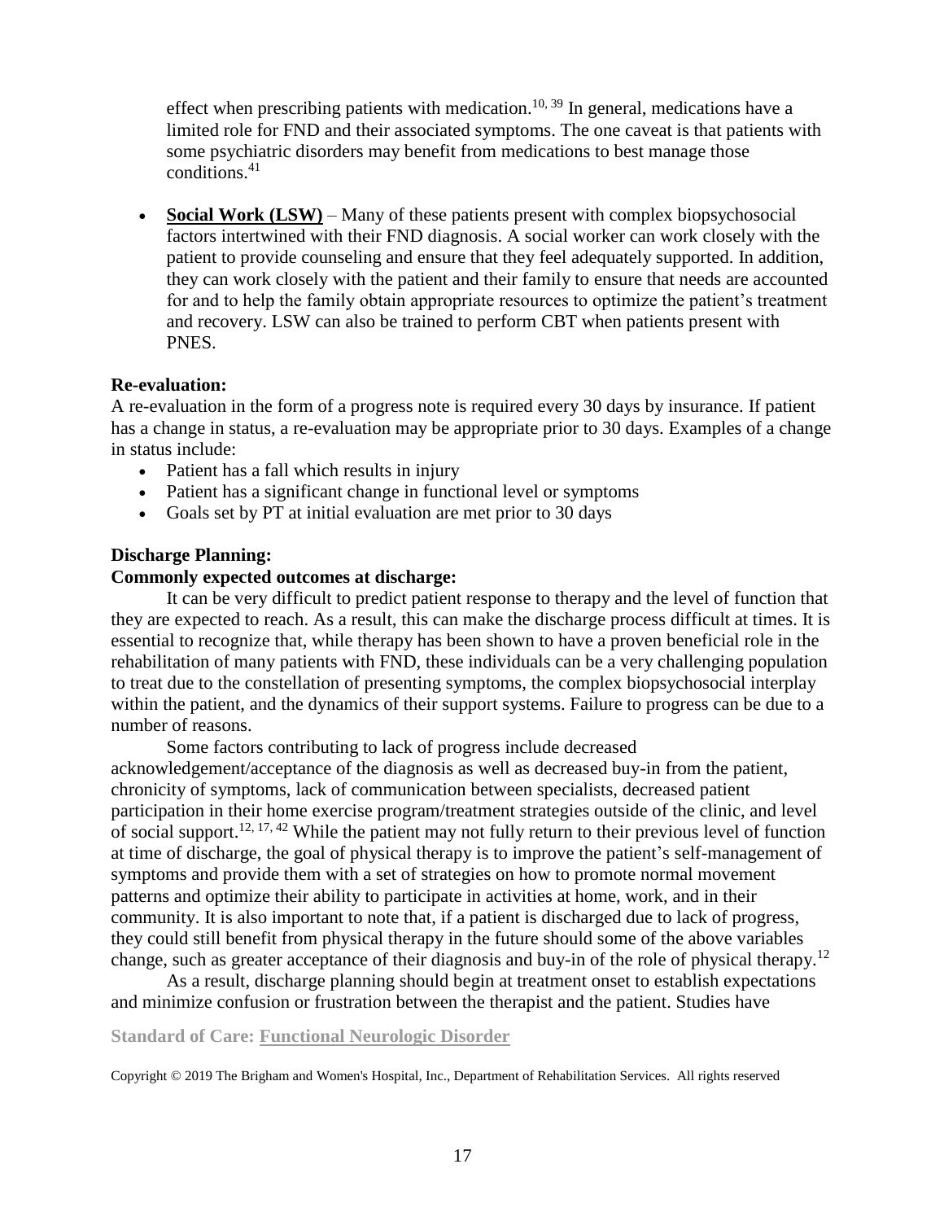effect when prescribing patients with medication.[10, 39] In general, medications have a limited role for FND and their associated symptoms. The one caveat is that patients with some psychiatric disorders may benefit from medications to best manage those conditions.[41]

- **Social Work (LSW)** – Many of these patients present with complex biopsychosocial factors intertwined with their FND diagnosis. A social worker can work closely with the patient to provide counseling and ensure that they feel adequately supported. In addition, they can work closely with the patient and their family to ensure that needs are accounted for and to help the family obtain appropriate resources to optimize the patient's treatment and recovery. LSW can also be trained to perform CBT when patients present with PNES.

**Re-evaluation:**

A re-evaluation in the form of a progress note is required every 30 days by insurance. If patient has a change in status, a re-evaluation may be appropriate prior to 30 days. Examples of a change in status include:

- Patient has a fall which results in injury
- Patient has a significant change in functional level or symptoms
- Goals set by PT at initial evaluation are met prior to 30 days

**Discharge Planning:**

**Commonly expected outcomes at discharge:**

It can be very difficult to predict patient response to therapy and the level of function that they are expected to reach. As a result, this can make the discharge process difficult at times. It is essential to recognize that, while therapy has been shown to have a proven beneficial role in the rehabilitation of many patients with FND, these individuals can be a very challenging population to treat due to the constellation of presenting symptoms, the complex biopsychosocial interplay within the patient, and the dynamics of their support systems. Failure to progress can be due to a number of reasons.

Some factors contributing to lack of progress include decreased acknowledgement/acceptance of the diagnosis as well as decreased buy-in from the patient, chronicity of symptoms, lack of communication between specialists, decreased patient participation in their home exercise program/treatment strategies outside of the clinic, and level of social support.[12, 17, 42] While the patient may not fully return to their previous level of function at time of discharge, the goal of physical therapy is to improve the patient's self-management of symptoms and provide them with a set of strategies on how to promote normal movement patterns and optimize their ability to participate in activities at home, work, and in their community. It is also important to note that, if a patient is discharged due to lack of progress, they could still benefit from physical therapy in the future should some of the above variables change, such as greater acceptance of their diagnosis and buy-in of the role of physical therapy.[12]

As a result, discharge planning should begin at treatment onset to establish expectations and minimize confusion or frustration between the therapist and the patient. Studies have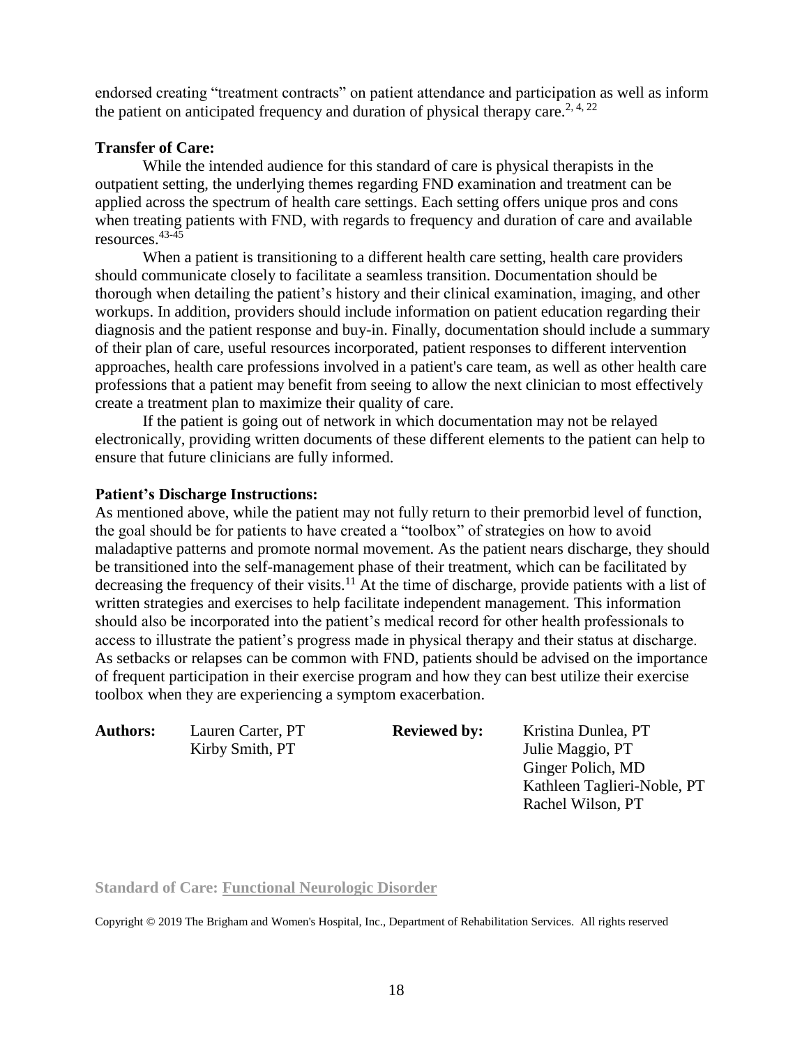endorsed creating "treatment contracts" on patient attendance and participation as well as inform the patient on anticipated frequency and duration of physical therapy care.[2, 4, 22]

**Transfer of Care:**

While the intended audience for this standard of care is physical therapists in the outpatient setting, the underlying themes regarding FND examination and treatment can be applied across the spectrum of health care settings. Each setting offers unique pros and cons when treating patients with FND, with regards to frequency and duration of care and available resources.[43-45]

When a patient is transitioning to a different health care setting, health care providers should communicate closely to facilitate a seamless transition. Documentation should be thorough when detailing the patient's history and their clinical examination, imaging, and other workups. In addition, providers should include information on patient education regarding their diagnosis and the patient response and buy-in. Finally, documentation should include a summary of their plan of care, useful resources incorporated, patient responses to different intervention approaches, health care professions involved in a patient's care team, as well as other health care professions that a patient may benefit from seeing to allow the next clinician to most effectively create a treatment plan to maximize their quality of care.

If the patient is going out of network in which documentation may not be relayed electronically, providing written documents of these different elements to the patient can help to ensure that future clinicians are fully informed.

**Patient's Discharge Instructions:**

As mentioned above, while the patient may not fully return to their premorbid level of function, the goal should be for patients to have created a "toolbox" of strategies on how to avoid maladaptive patterns and promote normal movement. As the patient nears discharge, they should be transitioned into the self-management phase of their treatment, which can be facilitated by decreasing the frequency of their visits.[11] At the time of discharge, provide patients with a list of written strategies and exercises to help facilitate independent management. This information should also be incorporated into the patient's medical record for other health professionals to access to illustrate the patient's progress made in physical therapy and their status at discharge. As setbacks or relapses can be common with FND, patients should be advised on the importance of frequent participation in their exercise program and how they can best utilize their exercise toolbox when they are experiencing a symptom exacerbation.

**Authors:** Lauren Carter, PT
Kirby Smith, PT

**Reviewed by:** Kristina Dunlea, PT
Julie Maggio, PT
Ginger Polich, MD
Kathleen Taglieri-Noble, PT
Rachel Wilson, PT

**Standard of Care: Functional Neurologic Disorder**

Copyright © 2019 The Brigham and Women's Hospital, Inc., Department of Rehabilitation Services. All rights reserved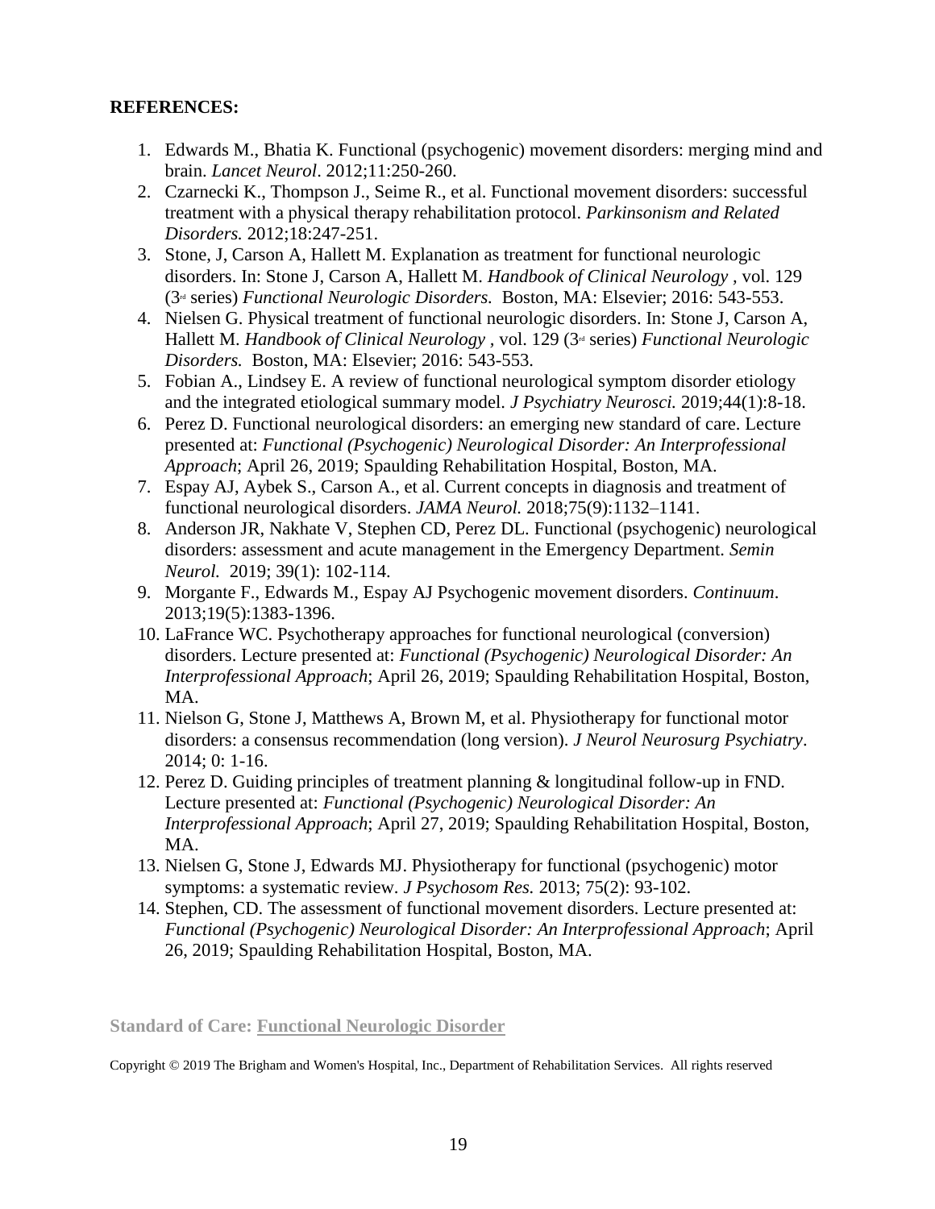**REFERENCES:**

1. Edwards M., Bhatia K. Functional (psychogenic) movement disorders: merging mind and brain. *Lancet Neurol*. 2012;11:250-260.
2. Czarnecki K., Thompson J., Seime R., et al. Functional movement disorders: successful treatment with a physical therapy rehabilitation protocol. *Parkinsonism and Related Disorders.* 2012;18:247-251.
3. Stone, J, Carson A, Hallett M. Explanation as treatment for functional neurologic disorders. In: Stone J, Carson A, Hallett M. *Handbook of Clinical Neurology* , vol. 129 (3rd series) *Functional Neurologic Disorders.* Boston, MA: Elsevier; 2016: 543-553.
4. Nielsen G. Physical treatment of functional neurologic disorders. In: Stone J, Carson A, Hallett M. *Handbook of Clinical Neurology* , vol. 129 (3rd series) *Functional Neurologic Disorders.* Boston, MA: Elsevier; 2016: 543-553.
5. Fobian A., Lindsey E. A review of functional neurological symptom disorder etiology and the integrated etiological summary model. *J Psychiatry Neurosci.* 2019;44(1):8-18.
6. Perez D. Functional neurological disorders: an emerging new standard of care. Lecture presented at: *Functional (Psychogenic) Neurological Disorder: An Interprofessional Approach*; April 26, 2019; Spaulding Rehabilitation Hospital, Boston, MA.
7. Espay AJ, Aybek S., Carson A., et al. Current concepts in diagnosis and treatment of functional neurological disorders. *JAMA Neurol.* 2018;75(9):1132–1141.
8. Anderson JR, Nakhate V, Stephen CD, Perez DL. Functional (psychogenic) neurological disorders: assessment and acute management in the Emergency Department. *Semin Neurol.* 2019; 39(1): 102-114.
9. Morgante F., Edwards M., Espay AJ Psychogenic movement disorders. *Continuum*. 2013;19(5):1383-1396.
10. LaFrance WC. Psychotherapy approaches for functional neurological (conversion) disorders. Lecture presented at: *Functional (Psychogenic) Neurological Disorder: An Interprofessional Approach*; April 26, 2019; Spaulding Rehabilitation Hospital, Boston, MA.
11. Nielson G, Stone J, Matthews A, Brown M, et al. Physiotherapy for functional motor disorders: a consensus recommendation (long version). *J Neurol Neurosurg Psychiatry*. 2014; 0: 1-16.
12. Perez D. Guiding principles of treatment planning & longitudinal follow-up in FND. Lecture presented at: *Functional (Psychogenic) Neurological Disorder: An Interprofessional Approach*; April 27, 2019; Spaulding Rehabilitation Hospital, Boston, MA.
13. Nielsen G, Stone J, Edwards MJ. Physiotherapy for functional (psychogenic) motor symptoms: a systematic review. *J Psychosom Res.* 2013; 75(2): 93-102.
14. Stephen, CD. The assessment of functional movement disorders. Lecture presented at: *Functional (Psychogenic) Neurological Disorder: An Interprofessional Approach*; April 26, 2019; Spaulding Rehabilitation Hospital, Boston, MA.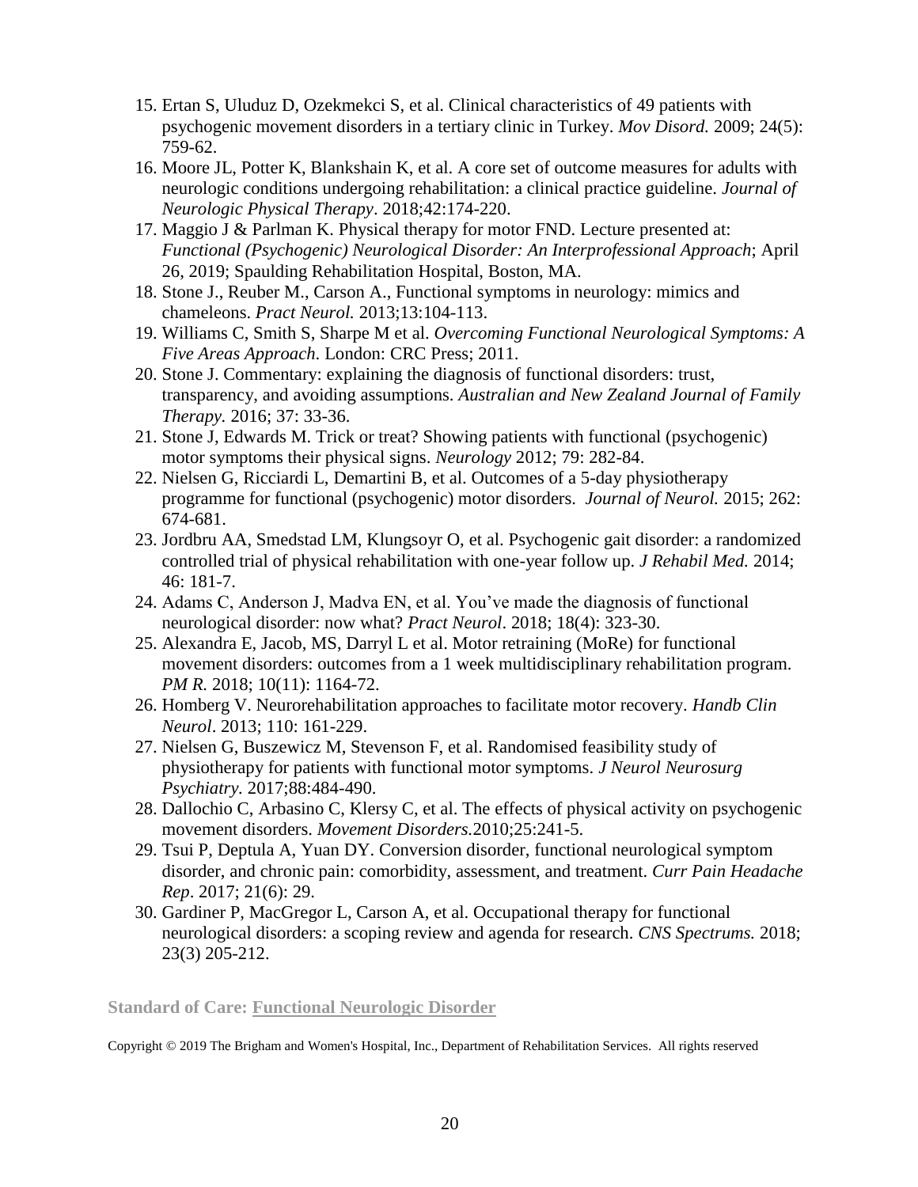15. Ertan S, Uluduz D, Ozekmekci S, et al. Clinical characteristics of 49 patients with psychogenic movement disorders in a tertiary clinic in Turkey. *Mov Disord.* 2009; 24(5): 759-62.
16. Moore JL, Potter K, Blankshain K, et al. A core set of outcome measures for adults with neurologic conditions undergoing rehabilitation: a clinical practice guideline. *Journal of Neurologic Physical Therapy*. 2018;42:174-220.
17. Maggio J & Parlman K. Physical therapy for motor FND. Lecture presented at: *Functional (Psychogenic) Neurological Disorder: An Interprofessional Approach*; April 26, 2019; Spaulding Rehabilitation Hospital, Boston, MA.
18. Stone J., Reuber M., Carson A., Functional symptoms in neurology: mimics and chameleons. *Pract Neurol.* 2013;13:104-113.
19. Williams C, Smith S, Sharpe M et al. *Overcoming Functional Neurological Symptoms: A Five Areas Approach*. London: CRC Press; 2011.
20. Stone J. Commentary: explaining the diagnosis of functional disorders: trust, transparency, and avoiding assumptions. *Australian and New Zealand Journal of Family Therapy.* 2016; 37: 33-36.
21. Stone J, Edwards M. Trick or treat? Showing patients with functional (psychogenic) motor symptoms their physical signs. *Neurology* 2012; 79: 282-84.
22. Nielsen G, Ricciardi L, Demartini B, et al. Outcomes of a 5-day physiotherapy programme for functional (psychogenic) motor disorders. *Journal of Neurol.* 2015; 262: 674-681.
23. Jordbru AA, Smedstad LM, Klungsoyr O, et al. Psychogenic gait disorder: a randomized controlled trial of physical rehabilitation with one-year follow up. *J Rehabil Med.* 2014; 46: 181-7.
24. Adams C, Anderson J, Madva EN, et al. You've made the diagnosis of functional neurological disorder: now what? *Pract Neurol*. 2018; 18(4): 323-30.
25. Alexandra E, Jacob, MS, Darryl L et al. Motor retraining (MoRe) for functional movement disorders: outcomes from a 1 week multidisciplinary rehabilitation program. *PM R.* 2018; 10(11): 1164-72.
26. Homberg V. Neurorehabilitation approaches to facilitate motor recovery. *Handb Clin Neurol*. 2013; 110: 161-229.
27. Nielsen G, Buszewicz M, Stevenson F, et al. Randomised feasibility study of physiotherapy for patients with functional motor symptoms. *J Neurol Neurosurg Psychiatry.* 2017;88:484-490.
28. Dallochio C, Arbasino C, Klersy C, et al. The effects of physical activity on psychogenic movement disorders. *Movement Disorders.*2010;25:241-5.
29. Tsui P, Deptula A, Yuan DY. Conversion disorder, functional neurological symptom disorder, and chronic pain: comorbidity, assessment, and treatment. *Curr Pain Headache Rep*. 2017; 21(6): 29.
30. Gardiner P, MacGregor L, Carson A, et al. Occupational therapy for functional neurological disorders: a scoping review and agenda for research. *CNS Spectrums.* 2018; 23(3) 205-212.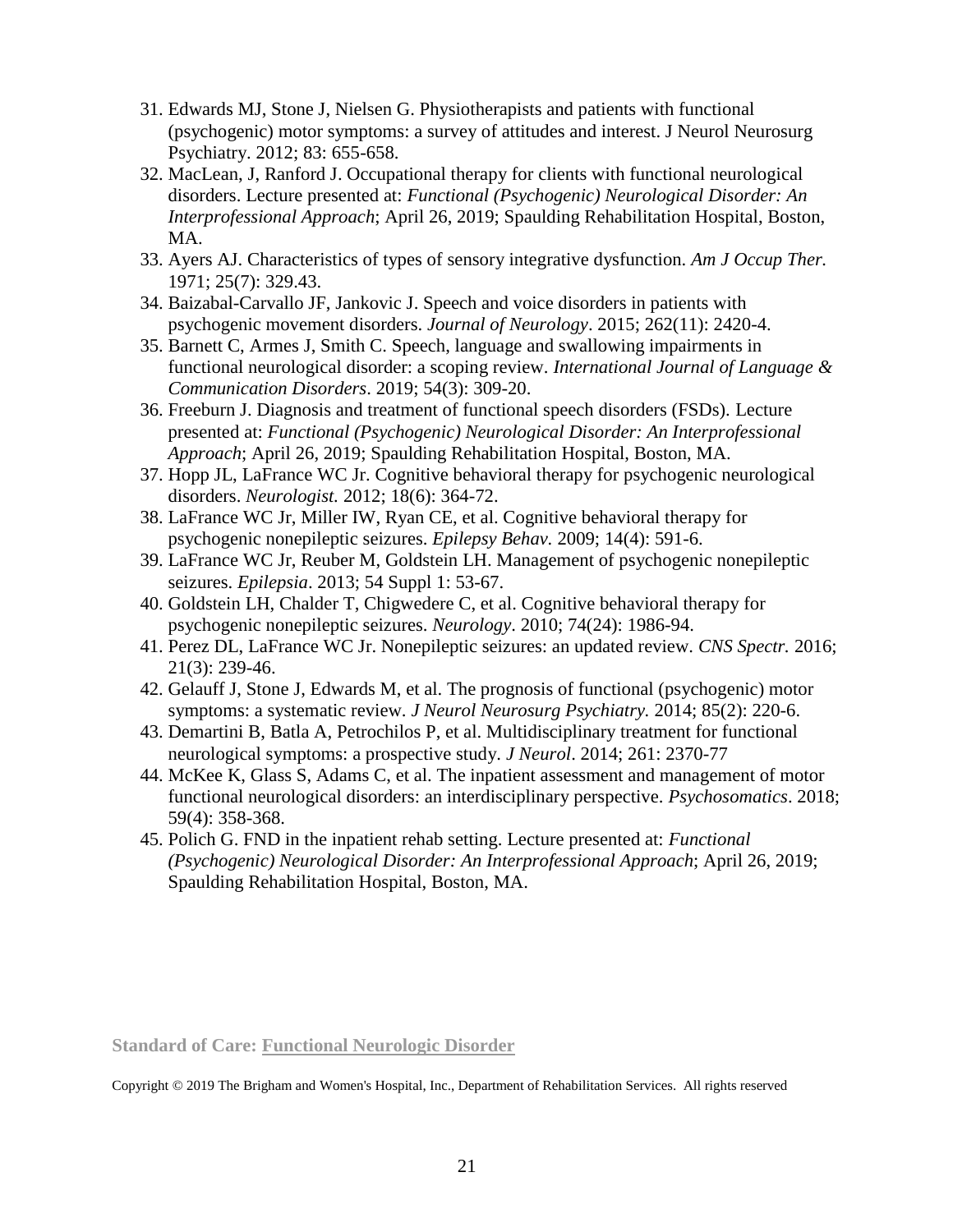31. Edwards MJ, Stone J, Nielsen G. Physiotherapists and patients with functional (psychogenic) motor symptoms: a survey of attitudes and interest. J Neurol Neurosurg Psychiatry. 2012; 83: 655-658.
32. MacLean, J, Ranford J. Occupational therapy for clients with functional neurological disorders. Lecture presented at: *Functional (Psychogenic) Neurological Disorder: An Interprofessional Approach*; April 26, 2019; Spaulding Rehabilitation Hospital, Boston, MA.
33. Ayers AJ. Characteristics of types of sensory integrative dysfunction. *Am J Occup Ther.* 1971; 25(7): 329.43.
34. Baizabal-Carvallo JF, Jankovic J. Speech and voice disorders in patients with psychogenic movement disorders. *Journal of Neurology*. 2015; 262(11): 2420-4.
35. Barnett C, Armes J, Smith C. Speech, language and swallowing impairments in functional neurological disorder: a scoping review. *International Journal of Language & Communication Disorders*. 2019; 54(3): 309-20.
36. Freeburn J. Diagnosis and treatment of functional speech disorders (FSDs). Lecture presented at: *Functional (Psychogenic) Neurological Disorder: An Interprofessional Approach*; April 26, 2019; Spaulding Rehabilitation Hospital, Boston, MA.
37. Hopp JL, LaFrance WC Jr. Cognitive behavioral therapy for psychogenic neurological disorders. *Neurologist.* 2012; 18(6): 364-72.
38. LaFrance WC Jr, Miller IW, Ryan CE, et al. Cognitive behavioral therapy for psychogenic nonepileptic seizures. *Epilepsy Behav.* 2009; 14(4): 591-6.
39. LaFrance WC Jr, Reuber M, Goldstein LH. Management of psychogenic nonepileptic seizures. *Epilepsia*. 2013; 54 Suppl 1: 53-67.
40. Goldstein LH, Chalder T, Chigwedere C, et al. Cognitive behavioral therapy for psychogenic nonepileptic seizures. *Neurology*. 2010; 74(24): 1986-94.
41. Perez DL, LaFrance WC Jr. Nonepileptic seizures: an updated review. *CNS Spectr.* 2016; 21(3): 239-46.
42. Gelauff J, Stone J, Edwards M, et al. The prognosis of functional (psychogenic) motor symptoms: a systematic review. *J Neurol Neurosurg Psychiatry.* 2014; 85(2): 220-6.
43. Demartini B, Batla A, Petrochilos P, et al. Multidisciplinary treatment for functional neurological symptoms: a prospective study. *J Neurol*. 2014; 261: 2370-77
44. McKee K, Glass S, Adams C, et al. The inpatient assessment and management of motor functional neurological disorders: an interdisciplinary perspective. *Psychosomatics*. 2018; 59(4): 358-368.
45. Polich G. FND in the inpatient rehab setting. Lecture presented at: *Functional (Psychogenic) Neurological Disorder: An Interprofessional Approach*; April 26, 2019; Spaulding Rehabilitation Hospital, Boston, MA.